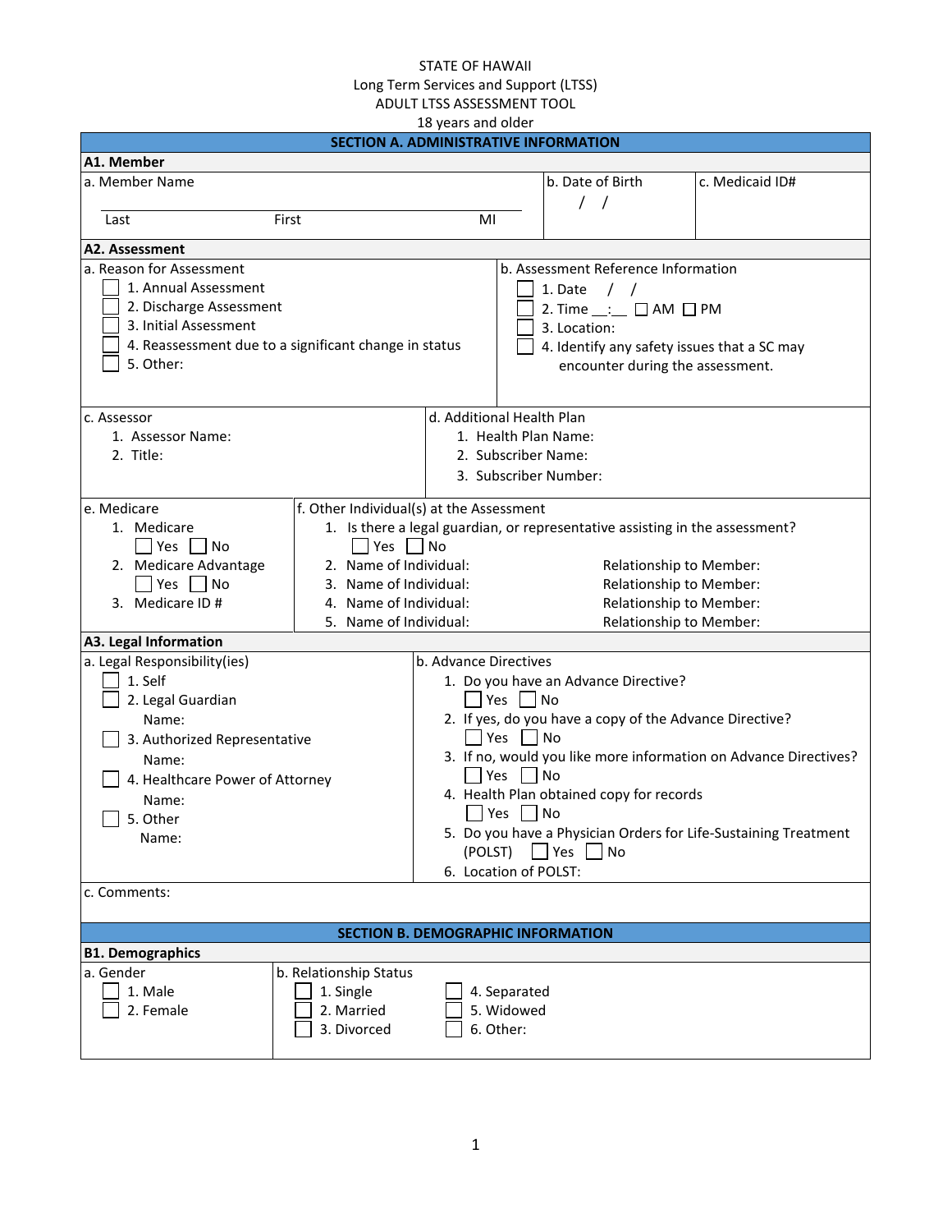STATE OF HAWAII
Long Term Services and Support (LTSS)
ADULT LTSS ASSESSMENT TOOL
18 years and older

## SECTION A. ADMINISTRATIVE INFORMATION

### A1. Member

| a. Member Name | b. Date of Birth | c. Medicaid ID# |
|---|---|---|
| Last First MI | / / | |

### A2. Assessment

**a. Reason for Assessment**

- ☐ 1. Annual Assessment
- ☐ 2. Discharge Assessment
- ☐ 3. Initial Assessment
- ☐ 4. Reassessment due to a significant change in status
- ☐ 5. Other:

**b. Assessment Reference Information**

- ☐ 1. Date / /
- ☐ 2. Time __:__ ☐ AM ☐ PM
- ☐ 3. Location:
- ☐ 4. Identify any safety issues that a SC may encounter during the assessment.

**c. Assessor**

1. Assessor Name:
2. Title:

**d. Additional Health Plan**

1. Health Plan Name:
2. Subscriber Name:
3. Subscriber Number:

**e. Medicare**

1. Medicare
   ☐ Yes ☐ No
2. Medicare Advantage
   ☐ Yes ☐ No
3. Medicare ID #

**f. Other Individual(s) at the Assessment**

1. Is there a legal guardian, or representative assisting in the assessment?
   ☐ Yes ☐ No
2. Name of Individual: Relationship to Member:
3. Name of Individual: Relationship to Member:
4. Name of Individual: Relationship to Member:
5. Name of Individual: Relationship to Member:

### A3. Legal Information

**a. Legal Responsibility(ies)**

- ☐ 1. Self
- ☐ 2. Legal Guardian
  Name:
- ☐ 3. Authorized Representative
  Name:
- ☐ 4. Healthcare Power of Attorney
  Name:
- ☐ 5. Other
  Name:

**b. Advance Directives**

1. Do you have an Advance Directive?
   ☐ Yes ☐ No
2. If yes, do you have a copy of the Advance Directive?
   ☐ Yes ☐ No
3. If no, would you like more information on Advance Directives?
   ☐ Yes ☐ No
4. Health Plan obtained copy for records
   ☐ Yes ☐ No
5. Do you have a Physician Orders for Life-Sustaining Treatment (POLST) ☐ Yes ☐ No
6. Location of POLST:

**c. Comments:**

## SECTION B. DEMOGRAPHIC INFORMATION

### B1. Demographics

**a. Gender**

- ☐ 1. Male
- ☐ 2. Female

**b. Relationship Status**

- ☐ 1. Single
- ☐ 2. Married
- ☐ 3. Divorced
- ☐ 4. Separated
- ☐ 5. Widowed
- ☐ 6. Other: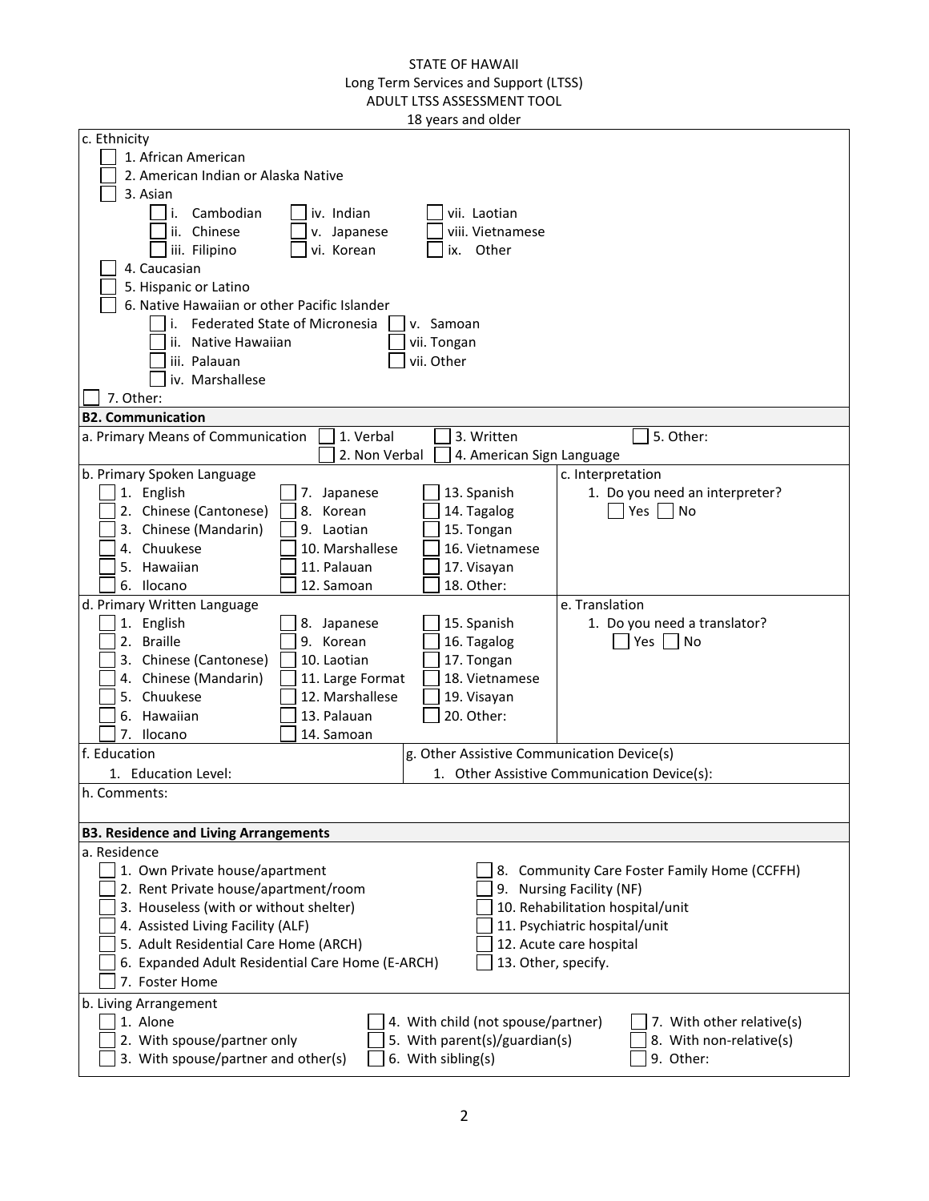STATE OF HAWAII
Long Term Services and Support (LTSS)
ADULT LTSS ASSESSMENT TOOL
18 years and older

c. Ethnicity

- ☐ 1. African American
- ☐ 2. American Indian or Alaska Native
- ☐ 3. Asian
  - ☐ i. Cambodian
  - ☐ ii. Chinese
  - ☐ iii. Filipino
  - ☐ iv. Indian
  - ☐ v. Japanese
  - ☐ vi. Korean
  - ☐ vii. Laotian
  - ☐ viii. Vietnamese
  - ☐ ix. Other
- ☐ 4. Caucasian
- ☐ 5. Hispanic or Latino
- ☐ 6. Native Hawaiian or other Pacific Islander
  - ☐ i. Federated State of Micronesia
  - ☐ ii. Native Hawaiian
  - ☐ iii. Palauan
  - ☐ iv. Marshallese
  - ☐ v. Samoan
  - ☐ vii. Tongan
  - ☐ vii. Other
- ☐ 7. Other:

**B2. Communication**

a. Primary Means of Communication ☐ 1. Verbal ☐ 2. Non Verbal ☐ 3. Written ☐ 4. American Sign Language ☐ 5. Other:

b. Primary Spoken Language

- ☐ 1. English
- ☐ 2. Chinese (Cantonese)
- ☐ 3. Chinese (Mandarin)
- ☐ 4. Chuukese
- ☐ 5. Hawaiian
- ☐ 6. Ilocano
- ☐ 7. Japanese
- ☐ 8. Korean
- ☐ 9. Laotian
- ☐ 10. Marshallese
- ☐ 11. Palauan
- ☐ 12. Samoan
- ☐ 13. Spanish
- ☐ 14. Tagalog
- ☐ 15. Tongan
- ☐ 16. Vietnamese
- ☐ 17. Visayan
- ☐ 18. Other:

c. Interpretation

1. Do you need an interpreter? ☐ Yes ☐ No

d. Primary Written Language

- ☐ 1. English
- ☐ 2. Braille
- ☐ 3. Chinese (Cantonese)
- ☐ 4. Chinese (Mandarin)
- ☐ 5. Chuukese
- ☐ 6. Hawaiian
- ☐ 7. Ilocano
- ☐ 8. Japanese
- ☐ 9. Korean
- ☐ 10. Laotian
- ☐ 11. Large Format
- ☐ 12. Marshallese
- ☐ 13. Palauan
- ☐ 14. Samoan
- ☐ 15. Spanish
- ☐ 16. Tagalog
- ☐ 17. Tongan
- ☐ 18. Vietnamese
- ☐ 19. Visayan
- ☐ 20. Other:

e. Translation

1. Do you need a translator? ☐ Yes ☐ No

f. Education

1. Education Level:

g. Other Assistive Communication Device(s)

1. Other Assistive Communication Device(s):

h. Comments:

**B3. Residence and Living Arrangements**

a. Residence

- ☐ 1. Own Private house/apartment
- ☐ 2. Rent Private house/apartment/room
- ☐ 3. Houseless (with or without shelter)
- ☐ 4. Assisted Living Facility (ALF)
- ☐ 5. Adult Residential Care Home (ARCH)
- ☐ 6. Expanded Adult Residential Care Home (E-ARCH)
- ☐ 7. Foster Home
- ☐ 8. Community Care Foster Family Home (CCFFH)
- ☐ 9. Nursing Facility (NF)
- ☐ 10. Rehabilitation hospital/unit
- ☐ 11. Psychiatric hospital/unit
- ☐ 12. Acute care hospital
- ☐ 13. Other, specify.

b. Living Arrangement

- ☐ 1. Alone
- ☐ 2. With spouse/partner only
- ☐ 3. With spouse/partner and other(s)
- ☐ 4. With child (not spouse/partner)
- ☐ 5. With parent(s)/guardian(s)
- ☐ 6. With sibling(s)
- ☐ 7. With other relative(s)
- ☐ 8. With non-relative(s)
- ☐ 9. Other: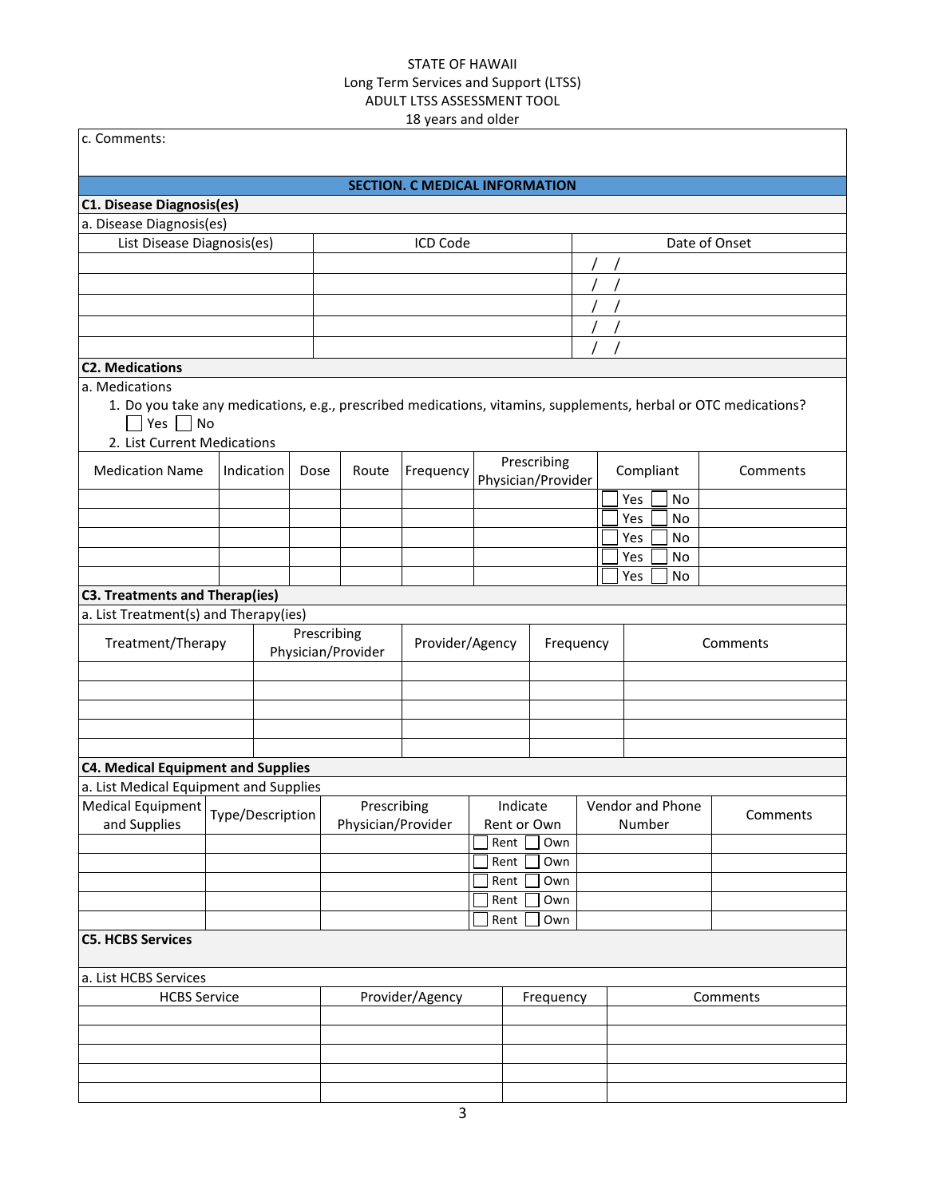c. Comments:

## SECTION. C MEDICAL INFORMATION

### C1. Disease Diagnosis(es)

a. Disease Diagnosis(es)

| List Disease Diagnosis(es) | ICD Code | Date of Onset |
|---|---|---|
| | | / / |
| | | / / |
| | | / / |
| | | / / |
| | | / / |

### C2. Medications

a. Medications

1. Do you take any medications, e.g., prescribed medications, vitamins, supplements, herbal or OTC medications?
   ☐ Yes ☐ No
2. List Current Medications

| Medication Name | Indication | Dose | Route | Frequency | Prescribing Physician/Provider | Compliant | Comments |
|---|---|---|---|---|---|---|---|
| | | | | | | ☐ Yes ☐ No | |
| | | | | | | ☐ Yes ☐ No | |
| | | | | | | ☐ Yes ☐ No | |
| | | | | | | ☐ Yes ☐ No | |
| | | | | | | ☐ Yes ☐ No | |

### C3. Treatments and Therap(ies)

a. List Treatment(s) and Therapy(ies)

| Treatment/Therapy | Prescribing Physician/Provider | Provider/Agency | Frequency | Comments |
|---|---|---|---|---|
| | | | | |
| | | | | |
| | | | | |
| | | | | |
| | | | | |

### C4. Medical Equipment and Supplies

a. List Medical Equipment and Supplies

| Medical Equipment and Supplies | Type/Description | Prescribing Physician/Provider | Indicate Rent or Own | Vendor and Phone Number | Comments |
|---|---|---|---|---|---|
| | | | ☐ Rent ☐ Own | | |
| | | | ☐ Rent ☐ Own | | |
| | | | ☐ Rent ☐ Own | | |
| | | | ☐ Rent ☐ Own | | |
| | | | ☐ Rent ☐ Own | | |

### C5. HCBS Services

a. List HCBS Services

| HCBS Service | Provider/Agency | Frequency | Comments |
|---|---|---|---|
| | | | |
| | | | |
| | | | |
| | | | |
| | | | |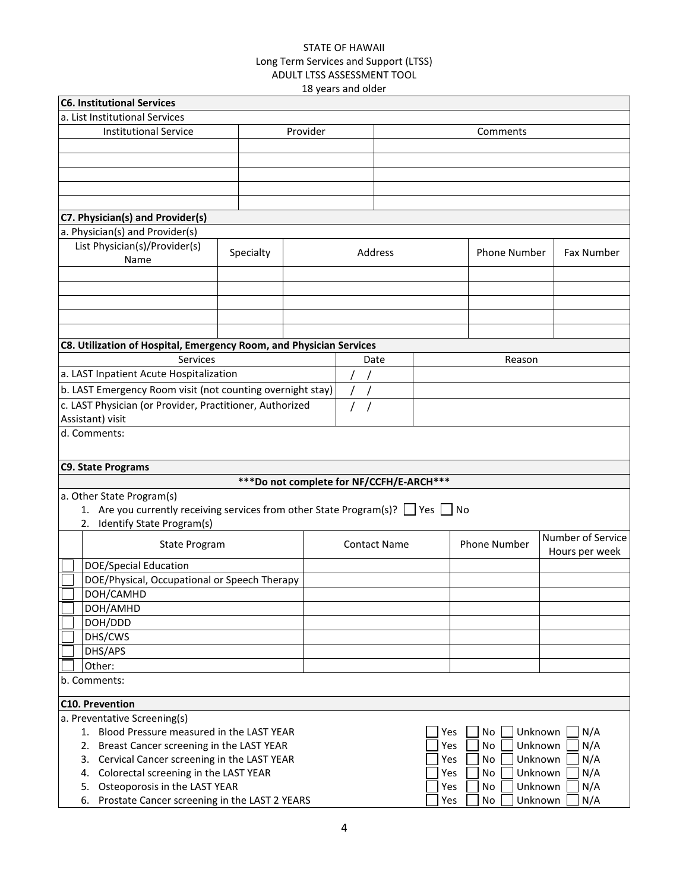STATE OF HAWAII
Long Term Services and Support (LTSS)
ADULT LTSS ASSESSMENT TOOL
18 years and older

**C6. Institutional Services**

a. List Institutional Services

| Institutional Service | Provider | Comments |
|---|---|---|
| | | |
| | | |
| | | |
| | | |
| | | |

**C7. Physician(s) and Provider(s)**

a. Physician(s) and Provider(s)

| List Physician(s)/Provider(s) Name | Specialty | Address | Phone Number | Fax Number |
|---|---|---|---|---|
| | | | | |
| | | | | |
| | | | | |
| | | | | |
| | | | | |

**C8. Utilization of Hospital, Emergency Room, and Physician Services**

| Services | Date | Reason |
|---|---|---|
| a. LAST Inpatient Acute Hospitalization | / / | |
| b. LAST Emergency Room visit (not counting overnight stay) | / / | |
| c. LAST Physician (or Provider, Practitioner, Authorized Assistant) visit | / / | |

d. Comments:

**C9. State Programs**

**\*\*\*Do not complete for NF/CCFH/E-ARCH\*\*\***

a. Other State Program(s)

1. Are you currently receiving services from other State Program(s)? ☐ Yes ☐ No
2. Identify State Program(s)

| | State Program | Contact Name | Phone Number | Number of Service Hours per week |
|---|---|---|---|---|
| ☐ | DOE/Special Education | | | |
| ☐ | DOE/Physical, Occupational or Speech Therapy | | | |
| ☐ | DOH/CAMHD | | | |
| ☐ | DOH/AMHD | | | |
| ☐ | DOH/DDD | | | |
| ☐ | DHS/CWS | | | |
| ☐ | DHS/APS | | | |
| ☐ | Other: | | | |

b. Comments:

**C10. Prevention**

a. Preventative Screening(s)

1. Blood Pressure measured in the LAST YEAR ☐ Yes ☐ No ☐ Unknown ☐ N/A
2. Breast Cancer screening in the LAST YEAR ☐ Yes ☐ No ☐ Unknown ☐ N/A
3. Cervical Cancer screening in the LAST YEAR ☐ Yes ☐ No ☐ Unknown ☐ N/A
4. Colorectal screening in the LAST YEAR ☐ Yes ☐ No ☐ Unknown ☐ N/A
5. Osteoporosis in the LAST YEAR ☐ Yes ☐ No ☐ Unknown ☐ N/A
6. Prostate Cancer screening in the LAST 2 YEARS ☐ Yes ☐ No ☐ Unknown ☐ N/A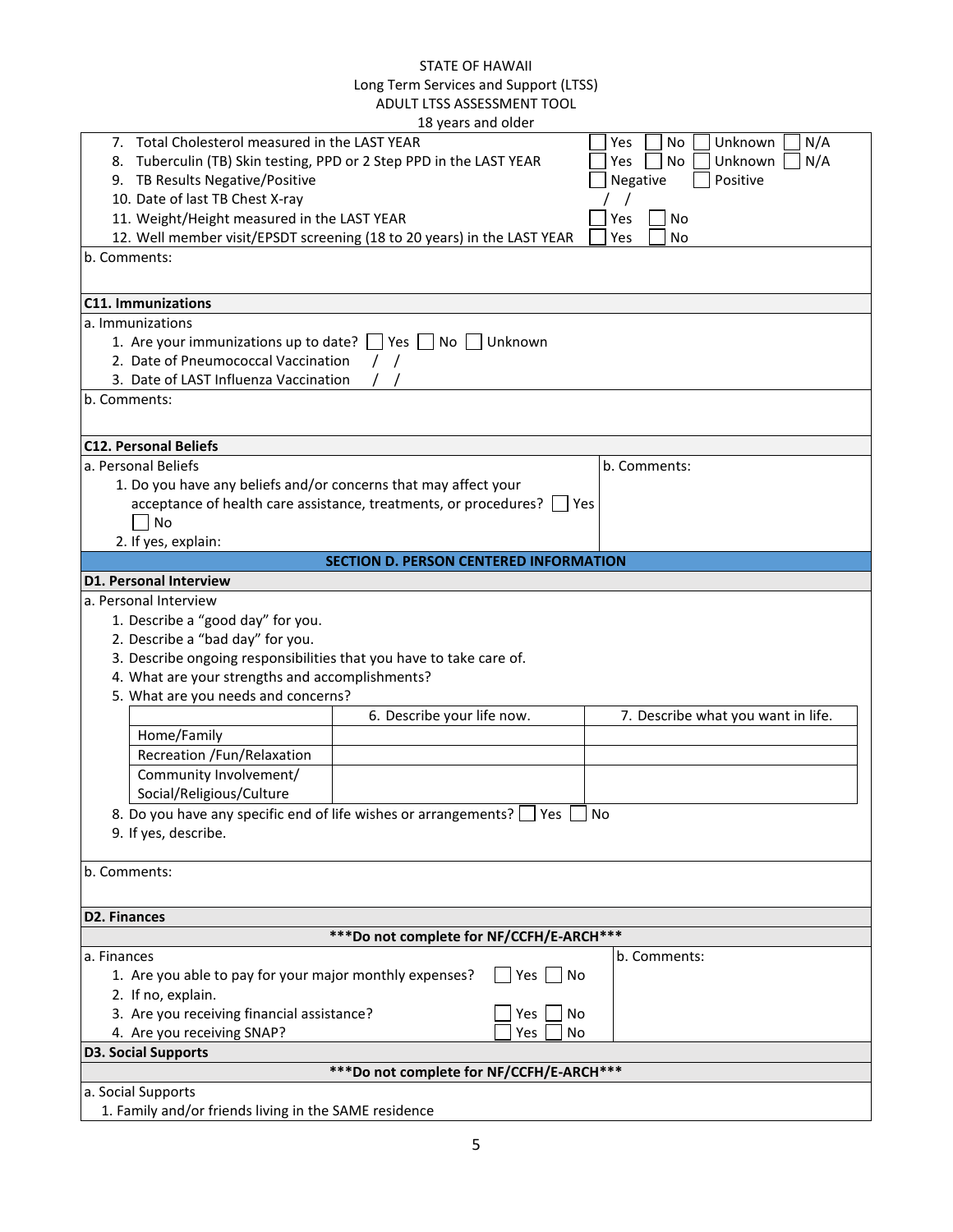STATE OF HAWAII
Long Term Services and Support (LTSS)
ADULT LTSS ASSESSMENT TOOL
18 years and older

7. Total Cholesterol measured in the LAST YEAR ☐ Yes ☐ No ☐ Unknown ☐ N/A
8. Tuberculin (TB) Skin testing, PPD or 2 Step PPD in the LAST YEAR ☐ Yes ☐ No ☐ Unknown ☐ N/A
9. TB Results Negative/Positive ☐ Negative ☐ Positive
10. Date of last TB Chest X-ray / /
11. Weight/Height measured in the LAST YEAR ☐ Yes ☐ No
12. Well member visit/EPSDT screening (18 to 20 years) in the LAST YEAR ☐ Yes ☐ No

b. Comments:

**C11. Immunizations**

a. Immunizations

1. Are your immunizations up to date? ☐ Yes ☐ No ☐ Unknown
2. Date of Pneumococcal Vaccination / /
3. Date of LAST Influenza Vaccination / /

b. Comments:

**C12. Personal Beliefs**

a. Personal Beliefs

1. Do you have any beliefs and/or concerns that may affect your acceptance of health care assistance, treatments, or procedures? ☐ Yes ☐ No
2. If yes, explain:

b. Comments:

## SECTION D. PERSON CENTERED INFORMATION

**D1. Personal Interview**

a. Personal Interview

1. Describe a "good day" for you.
2. Describe a "bad day" for you.
3. Describe ongoing responsibilities that you have to take care of.
4. What are your strengths and accomplishments?
5. What are you needs and concerns?

| | 6. Describe your life now. | 7. Describe what you want in life. |
|---|---|---|
| Home/Family | | |
| Recreation /Fun/Relaxation | | |
| Community Involvement/ Social/Religious/Culture | | |

8. Do you have any specific end of life wishes or arrangements? ☐ Yes ☐ No
9. If yes, describe.

b. Comments:

**D2. Finances**

***Do not complete for NF/CCFH/E-ARCH***

a. Finances

1. Are you able to pay for your major monthly expenses? ☐ Yes ☐ No
2. If no, explain.
3. Are you receiving financial assistance? ☐ Yes ☐ No
4. Are you receiving SNAP? ☐ Yes ☐ No

b. Comments:

**D3. Social Supports**

***Do not complete for NF/CCFH/E-ARCH***

a. Social Supports

1. Family and/or friends living in the SAME residence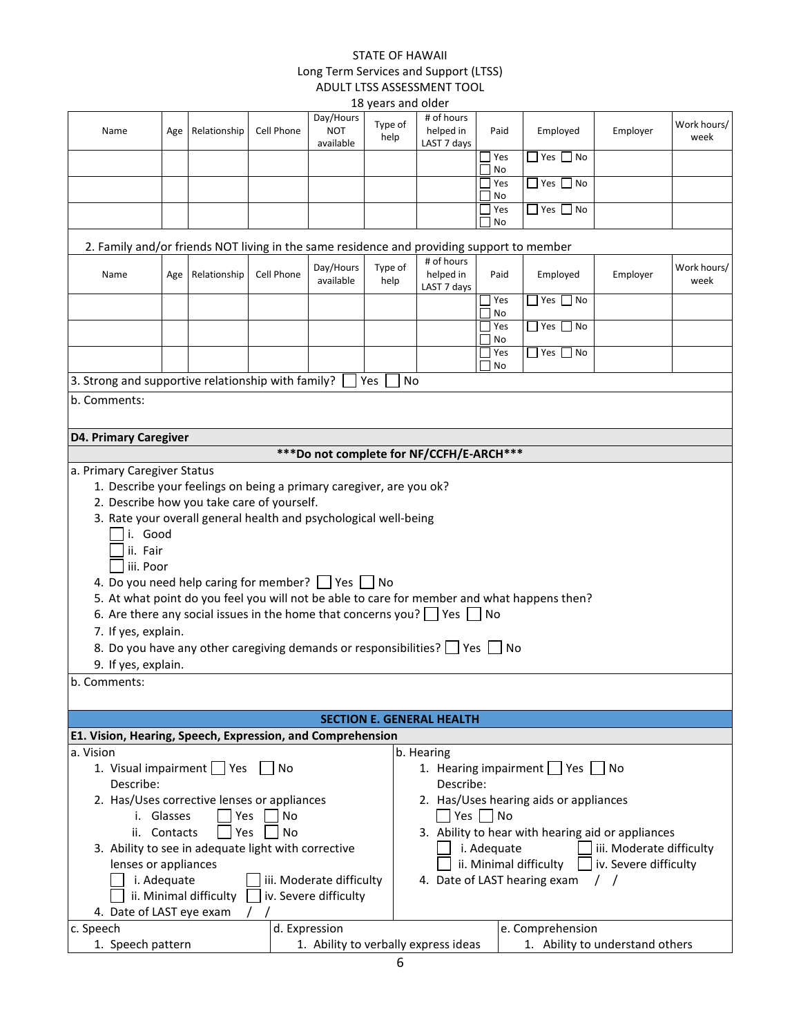STATE OF HAWAII
Long Term Services and Support (LTSS)
ADULT LTSS ASSESSMENT TOOL
18 years and older

| Name | Age | Relationship | Cell Phone | Day/Hours NOT available | Type of help | # of hours helped in LAST 7 days | Paid | Employed | Employer | Work hours/ week |
|---|---|---|---|---|---|---|---|---|---|---|
| | | | | | | | ☐ Yes ☐ No | ☐ Yes ☐ No | | |
| | | | | | | | ☐ Yes ☐ No | ☐ Yes ☐ No | | |
| | | | | | | | ☐ Yes ☐ No | ☐ Yes ☐ No | | |

2. Family and/or friends NOT living in the same residence and providing support to member

| Name | Age | Relationship | Cell Phone | Day/Hours available | Type of help | # of hours helped in LAST 7 days | Paid | Employed | Employer | Work hours/ week |
|---|---|---|---|---|---|---|---|---|---|---|
| | | | | | | | ☐ Yes ☐ No | ☐ Yes ☐ No | | |
| | | | | | | | ☐ Yes ☐ No | ☐ Yes ☐ No | | |
| | | | | | | | ☐ Yes ☐ No | ☐ Yes ☐ No | | |

3. Strong and supportive relationship with family? ☐ Yes ☐ No

b. Comments:

**D4. Primary Caregiver**

**\*\*\*Do not complete for NF/CCFH/E-ARCH\*\*\***

a. Primary Caregiver Status

1. Describe your feelings on being a primary caregiver, are you ok?
2. Describe how you take care of yourself.
3. Rate your overall general health and psychological well-being
   - ☐ i. Good
   - ☐ ii. Fair
   - ☐ iii. Poor
4. Do you need help caring for member? ☐ Yes ☐ No
5. At what point do you feel you will not be able to care for member and what happens then?
6. Are there any social issues in the home that concerns you? ☐ Yes ☐ No
7. If yes, explain.
8. Do you have any other caregiving demands or responsibilities? ☐ Yes ☐ No
9. If yes, explain.

b. Comments:

## SECTION E. GENERAL HEALTH

**E1. Vision, Hearing, Speech, Expression, and Comprehension**

a. Vision

1. Visual impairment ☐ Yes ☐ No
   Describe:
2. Has/Uses corrective lenses or appliances
   - i. Glasses ☐ Yes ☐ No
   - ii. Contacts ☐ Yes ☐ No
3. Ability to see in adequate light with corrective lenses or appliances
   - ☐ i. Adequate
   - ☐ ii. Minimal difficulty
   - ☐ iii. Moderate difficulty
   - ☐ iv. Severe difficulty
4. Date of LAST eye exam / /

b. Hearing

1. Hearing impairment ☐ Yes ☐ No
   Describe:
2. Has/Uses hearing aids or appliances
   ☐ Yes ☐ No
3. Ability to hear with hearing aid or appliances
   - ☐ i. Adequate
   - ☐ ii. Minimal difficulty
   - ☐ iii. Moderate difficulty
   - ☐ iv. Severe difficulty
4. Date of LAST hearing exam / /

c. Speech

1. Speech pattern

d. Expression

1. Ability to verbally express ideas

e. Comprehension

1. Ability to understand others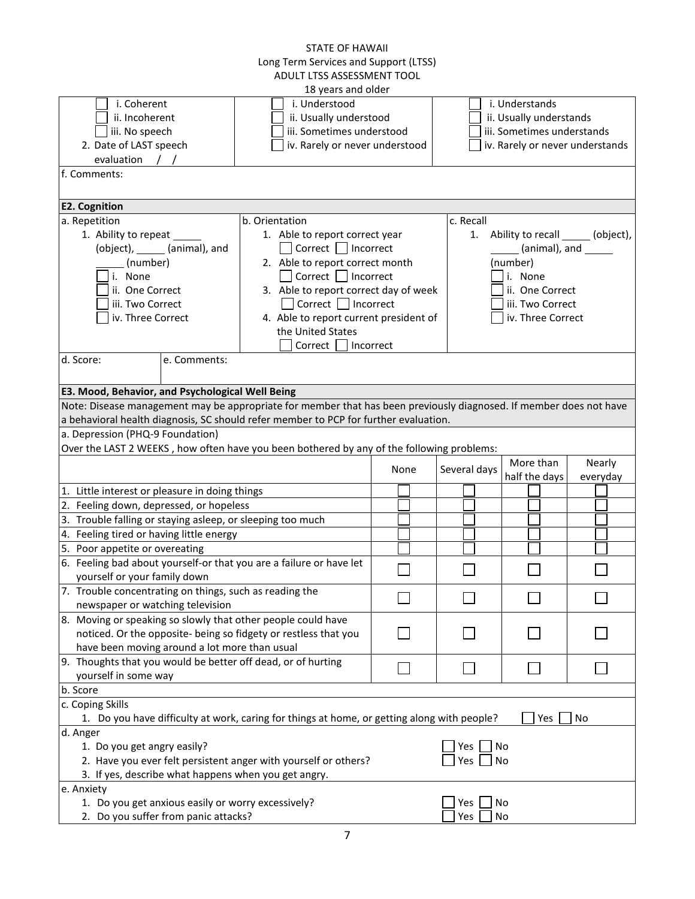STATE OF HAWAII
Long Term Services and Support (LTSS)
ADULT LTSS ASSESSMENT TOOL
18 years and older

| | | |
|---|---|---|
| ☐ i. Coherent<br>☐ ii. Incoherent<br>☐ iii. No speech<br>2. Date of LAST speech evaluation / / | ☐ i. Understood<br>☐ ii. Usually understood<br>☐ iii. Sometimes understood<br>☐ iv. Rarely or never understood | ☐ i. Understands<br>☐ ii. Usually understands<br>☐ iii. Sometimes understands<br>☐ iv. Rarely or never understands |

f. Comments:

## E2. Cognition

| a. Repetition | b. Orientation | c. Recall |
|---|---|---|
| 1. Ability to repeat _____ (object), _____ (animal), and _____ (number)<br>☐ i. None<br>☐ ii. One Correct<br>☐ iii. Two Correct<br>☐ iv. Three Correct | 1. Able to report correct year<br>☐ Correct ☐ Incorrect<br>2. Able to report correct month<br>☐ Correct ☐ Incorrect<br>3. Able to report correct day of week<br>☐ Correct ☐ Incorrect<br>4. Able to report current president of the United States<br>☐ Correct ☐ Incorrect | 1. Ability to recall _____ (object), _____ (animal), and _____ (number)<br>☐ i. None<br>☐ ii. One Correct<br>☐ iii. Two Correct<br>☐ iv. Three Correct |

| d. Score: | e. Comments: |
|---|---|

## E3. Mood, Behavior, and Psychological Well Being

Note: Disease management may be appropriate for member that has been previously diagnosed. If member does not have a behavioral health diagnosis, SC should refer member to PCP for further evaluation.

a. Depression (PHQ-9 Foundation)

Over the LAST 2 WEEKS , how often have you been bothered by any of the following problems:

| | None | Several days | More than half the days | Nearly everyday |
|---|---|---|---|---|
| 1. Little interest or pleasure in doing things | ☐ | ☐ | ☐ | ☐ |
| 2. Feeling down, depressed, or hopeless | ☐ | ☐ | ☐ | ☐ |
| 3. Trouble falling or staying asleep, or sleeping too much | ☐ | ☐ | ☐ | ☐ |
| 4. Feeling tired or having little energy | ☐ | ☐ | ☐ | ☐ |
| 5. Poor appetite or overeating | ☐ | ☐ | ☐ | ☐ |
| 6. Feeling bad about yourself-or that you are a failure or have let yourself or your family down | ☐ | ☐ | ☐ | ☐ |
| 7. Trouble concentrating on things, such as reading the newspaper or watching television | ☐ | ☐ | ☐ | ☐ |
| 8. Moving or speaking so slowly that other people could have noticed. Or the opposite- being so fidgety or restless that you have been moving around a lot more than usual | ☐ | ☐ | ☐ | ☐ |
| 9. Thoughts that you would be better off dead, or of hurting yourself in some way | ☐ | ☐ | ☐ | ☐ |

b. Score

c. Coping Skills

1. Do you have difficulty at work, caring for things at home, or getting along with people? ☐ Yes ☐ No

d. Anger

1. Do you get angry easily? ☐ Yes ☐ No
2. Have you ever felt persistent anger with yourself or others? ☐ Yes ☐ No
3. If yes, describe what happens when you get angry.

e. Anxiety

1. Do you get anxious easily or worry excessively? ☐ Yes ☐ No
2. Do you suffer from panic attacks? ☐ Yes ☐ No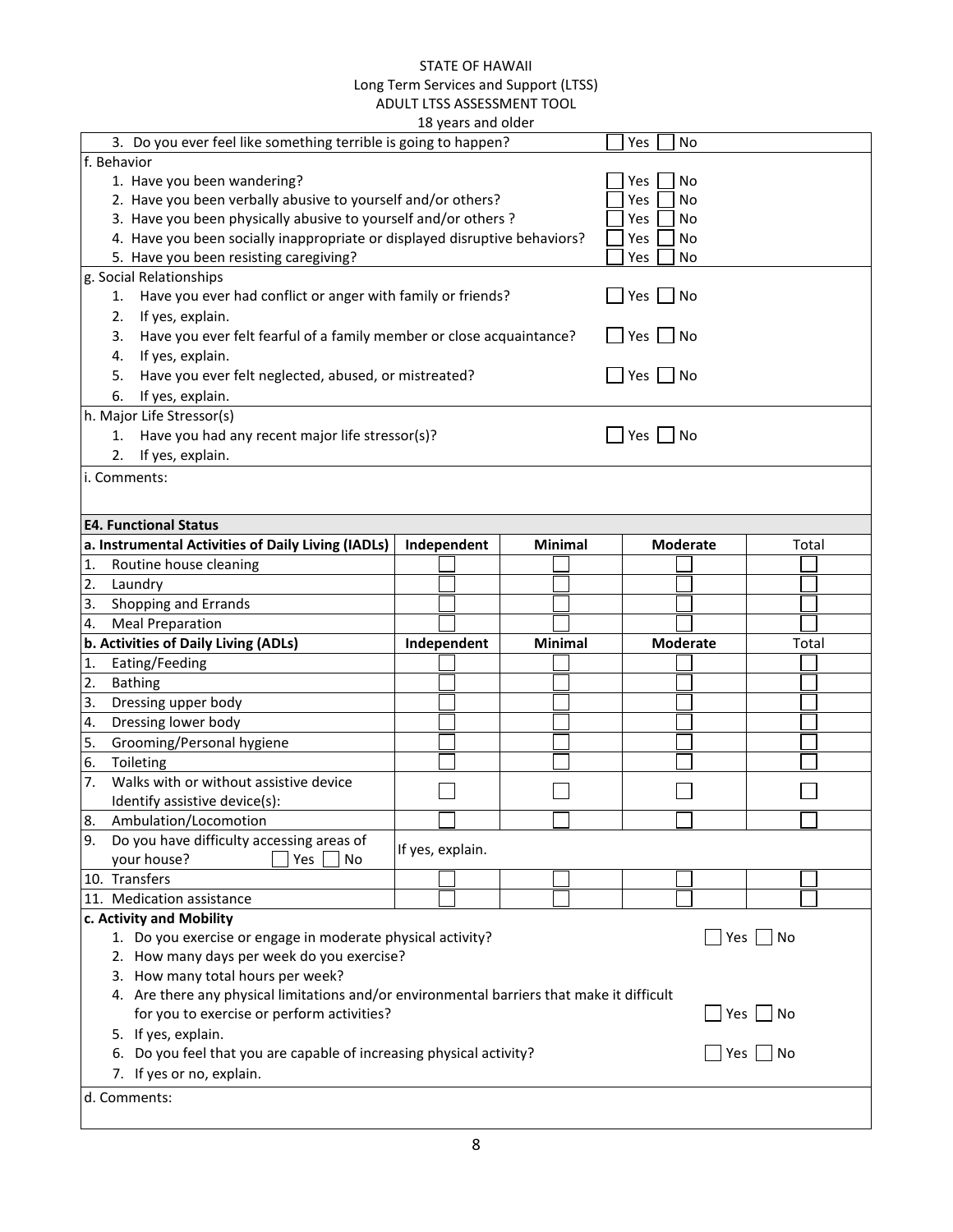STATE OF HAWAII
Long Term Services and Support (LTSS)
ADULT LTSS ASSESSMENT TOOL
18 years and older

3. Do you ever feel like something terrible is going to happen? ☐ Yes ☐ No

f. Behavior
1. Have you been wandering? ☐ Yes ☐ No
2. Have you been verbally abusive to yourself and/or others? ☐ Yes ☐ No
3. Have you been physically abusive to yourself and/or others ? ☐ Yes ☐ No
4. Have you been socially inappropriate or displayed disruptive behaviors? ☐ Yes ☐ No
5. Have you been resisting caregiving? ☐ Yes ☐ No

g. Social Relationships
1. Have you ever had conflict or anger with family or friends? ☐ Yes ☐ No
2. If yes, explain.
3. Have you ever felt fearful of a family member or close acquaintance? ☐ Yes ☐ No
4. If yes, explain.
5. Have you ever felt neglected, abused, or mistreated? ☐ Yes ☐ No
6. If yes, explain.

h. Major Life Stressor(s)
1. Have you had any recent major life stressor(s)? ☐ Yes ☐ No
2. If yes, explain.

i. Comments:

**E4. Functional Status**

| **a. Instrumental Activities of Daily Living (IADLs)** | **Independent** | **Minimal** | **Moderate** | Total |
|---|---|---|---|---|
| 1. Routine house cleaning | ☐ | ☐ | ☐ | ☐ |
| 2. Laundry | ☐ | ☐ | ☐ | ☐ |
| 3. Shopping and Errands | ☐ | ☐ | ☐ | ☐ |
| 4. Meal Preparation | ☐ | ☐ | ☐ | ☐ |
| **b. Activities of Daily Living (ADLs)** | **Independent** | **Minimal** | **Moderate** | Total |
| 1. Eating/Feeding | ☐ | ☐ | ☐ | ☐ |
| 2. Bathing | ☐ | ☐ | ☐ | ☐ |
| 3. Dressing upper body | ☐ | ☐ | ☐ | ☐ |
| 4. Dressing lower body | ☐ | ☐ | ☐ | ☐ |
| 5. Grooming/Personal hygiene | ☐ | ☐ | ☐ | ☐ |
| 6. Toileting | ☐ | ☐ | ☐ | ☐ |
| 7. Walks with or without assistive device<br>Identify assistive device(s): | ☐ | ☐ | ☐ | ☐ |
| 8. Ambulation/Locomotion | ☐ | ☐ | ☐ | ☐ |
| 9. Do you have difficulty accessing areas of your house? ☐ Yes ☐ No | If yes, explain. | | | |
| 10. Transfers | ☐ | ☐ | ☐ | ☐ |
| 11. Medication assistance | ☐ | ☐ | ☐ | ☐ |

**c. Activity and Mobility**
1. Do you exercise or engage in moderate physical activity? ☐ Yes ☐ No
2. How many days per week do you exercise?
3. How many total hours per week?
4. Are there any physical limitations and/or environmental barriers that make it difficult for you to exercise or perform activities? ☐ Yes ☐ No
5. If yes, explain.
6. Do you feel that you are capable of increasing physical activity? ☐ Yes ☐ No
7. If yes or no, explain.

d. Comments: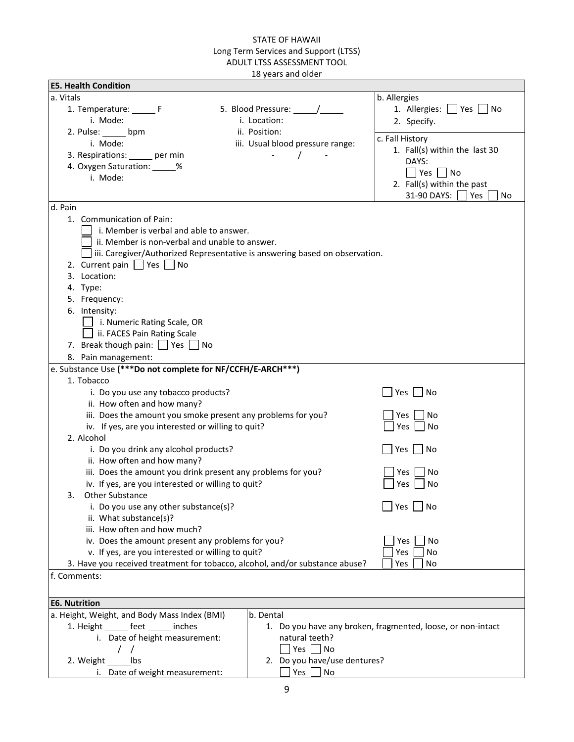STATE OF HAWAII
Long Term Services and Support (LTSS)
ADULT LTSS ASSESSMENT TOOL
18 years and older

## E5. Health Condition

**a. Vitals**

1. Temperature: _____ F
   i. Mode:
2. Pulse: _____ bpm
   i. Mode:
3. Respirations: _____ per min
4. Oxygen Saturation: _____%
   i. Mode:
5. Blood Pressure: _____/_____
   i. Location:
   ii. Position:
   iii. Usual blood pressure range:
   - / -

**b. Allergies**

1. Allergies: ☐ Yes ☐ No
2. Specify.

**c. Fall History**

1. Fall(s) within the last 30 DAYS: ☐ Yes ☐ No
2. Fall(s) within the past 31-90 DAYS: ☐ Yes ☐ No

**d. Pain**

1. Communication of Pain:
   - ☐ i. Member is verbal and able to answer.
   - ☐ ii. Member is non-verbal and unable to answer.
   - ☐ iii. Caregiver/Authorized Representative is answering based on observation.
2. Current pain ☐ Yes ☐ No
3. Location:
4. Type:
5. Frequency:
6. Intensity:
   - ☐ i. Numeric Rating Scale, OR
   - ☐ ii. FACES Pain Rating Scale
7. Break though pain: ☐ Yes ☐ No
8. Pain management:

**e. Substance Use (\*\*\*Do not complete for NF/CCFH/E-ARCH\*\*\*)**

1. Tobacco
   - i. Do you use any tobacco products? ☐ Yes ☐ No
   - ii. How often and how many?
   - iii. Does the amount you smoke present any problems for you? ☐ Yes ☐ No
   - iv. If yes, are you interested or willing to quit? ☐ Yes ☐ No
2. Alcohol
   - i. Do you drink any alcohol products? ☐ Yes ☐ No
   - ii. How often and how many?
   - iii. Does the amount you drink present any problems for you? ☐ Yes ☐ No
   - iv. If yes, are you interested or willing to quit? ☐ Yes ☐ No
3. Other Substance
   - i. Do you use any other substance(s)? ☐ Yes ☐ No
   - ii. What substance(s)?
   - iii. How often and how much?
   - iv. Does the amount present any problems for you? ☐ Yes ☐ No
   - v. If yes, are you interested or willing to quit? ☐ Yes ☐ No
3. Have you received treatment for tobacco, alcohol, and/or substance abuse? ☐ Yes ☐ No

**f. Comments:**

## E6. Nutrition

**a. Height, Weight, and Body Mass Index (BMI)**

1. Height _____ feet _____ inches
   i. Date of height measurement:
   / /
2. Weight _____lbs
   i. Date of weight measurement:

**b. Dental**

1. Do you have any broken, fragmented, loose, or non-intact natural teeth?
   ☐ Yes ☐ No
2. Do you have/use dentures?
   ☐ Yes ☐ No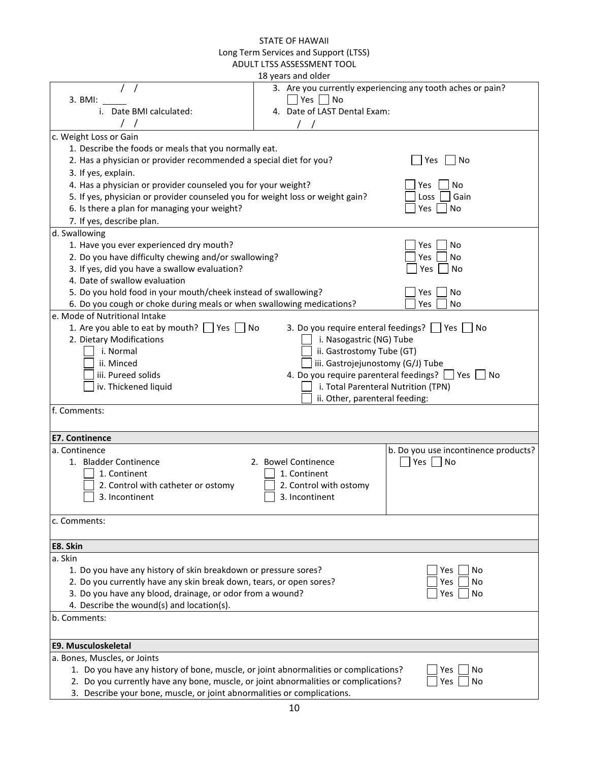STATE OF HAWAII
Long Term Services and Support (LTSS)
ADULT LTSS ASSESSMENT TOOL
18 years and older

| / /<br>3. BMI: _____<br>i. Date BMI calculated:<br>/ / | 3. Are you currently experiencing any tooth aches or pain?<br>☐ Yes ☐ No<br>4. Date of LAST Dental Exam:<br>/ / |
|---|---|

c. Weight Loss or Gain

1. Describe the foods or meals that you normally eat.
2. Has a physician or provider recommended a special diet for you? ☐ Yes ☐ No
3. If yes, explain.
4. Has a physician or provider counseled you for your weight? ☐ Yes ☐ No
5. If yes, physician or provider counseled you for weight loss or weight gain? ☐ Loss ☐ Gain
6. Is there a plan for managing your weight? ☐ Yes ☐ No
7. If yes, describe plan.

d. Swallowing

1. Have you ever experienced dry mouth? ☐ Yes ☐ No
2. Do you have difficulty chewing and/or swallowing? ☐ Yes ☐ No
3. If yes, did you have a swallow evaluation? ☐ Yes ☐ No
4. Date of swallow evaluation
5. Do you hold food in your mouth/cheek instead of swallowing? ☐ Yes ☐ No
6. Do you cough or choke during meals or when swallowing medications? ☐ Yes ☐ No

e. Mode of Nutritional Intake

1. Are you able to eat by mouth? ☐ Yes ☐ No
2. Dietary Modifications
   - ☐ i. Normal
   - ☐ ii. Minced
   - ☐ iii. Pureed solids
   - ☐ iv. Thickened liquid
3. Do you require enteral feedings? ☐ Yes ☐ No
   - ☐ i. Nasogastric (NG) Tube
   - ☐ ii. Gastrostomy Tube (GT)
   - ☐ iii. Gastrojejunostomy (G/J) Tube
4. Do you require parenteral feedings? ☐ Yes ☐ No
   - ☐ i. Total Parenteral Nutrition (TPN)
   - ☐ ii. Other, parenteral feeding:

f. Comments:

## E7. Continence

| a. Continence | | b. Do you use incontinence products? |
|---|---|---|
| 1. Bladder Continence<br>☐ 1. Continent<br>☐ 2. Control with catheter or ostomy<br>☐ 3. Incontinent | 2. Bowel Continence<br>☐ 1. Continent<br>☐ 2. Control with ostomy<br>☐ 3. Incontinent | ☐ Yes ☐ No |

c. Comments:

## E8. Skin

a. Skin

1. Do you have any history of skin breakdown or pressure sores? ☐ Yes ☐ No
2. Do you currently have any skin break down, tears, or open sores? ☐ Yes ☐ No
3. Do you have any blood, drainage, or odor from a wound? ☐ Yes ☐ No
4. Describe the wound(s) and location(s).

b. Comments:

## E9. Musculoskeletal

a. Bones, Muscles, or Joints

1. Do you have any history of bone, muscle, or joint abnormalities or complications? ☐ Yes ☐ No
2. Do you currently have any bone, muscle, or joint abnormalities or complications? ☐ Yes ☐ No
3. Describe your bone, muscle, or joint abnormalities or complications.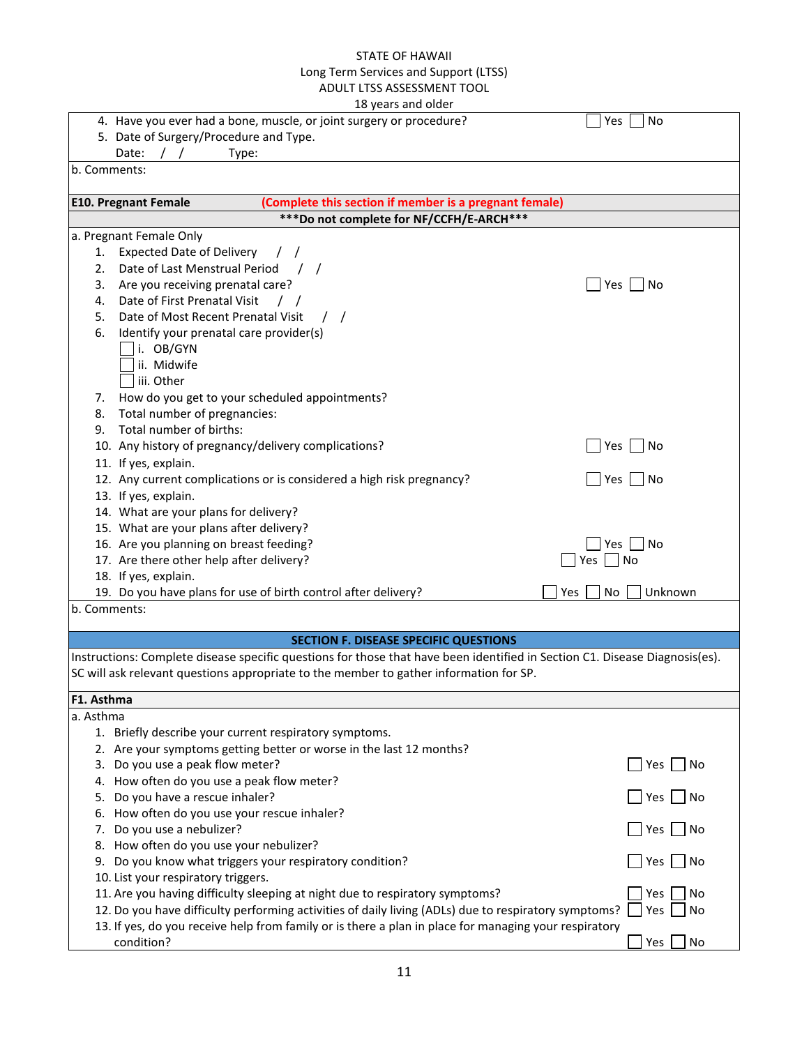STATE OF HAWAII
Long Term Services and Support (LTSS)
ADULT LTSS ASSESSMENT TOOL
18 years and older

4. Have you ever had a bone, muscle, or joint surgery or procedure? ☐ Yes ☐ No
5. Date of Surgery/Procedure and Type.
   Date: / / Type:

b. Comments:

**E10. Pregnant Female** **(Complete this section if member is a pregnant female)**

**\*\*\*Do not complete for NF/CCFH/E-ARCH\*\*\***

a. Pregnant Female Only

1. Expected Date of Delivery / /
2. Date of Last Menstrual Period / /
3. Are you receiving prenatal care? ☐ Yes ☐ No
4. Date of First Prenatal Visit / /
5. Date of Most Recent Prenatal Visit / /
6. Identify your prenatal care provider(s)
   - ☐ i. OB/GYN
   - ☐ ii. Midwife
   - ☐ iii. Other
7. How do you get to your scheduled appointments?
8. Total number of pregnancies:
9. Total number of births:
10. Any history of pregnancy/delivery complications? ☐ Yes ☐ No
11. If yes, explain.
12. Any current complications or is considered a high risk pregnancy? ☐ Yes ☐ No
13. If yes, explain.
14. What are your plans for delivery?
15. What are your plans after delivery?
16. Are you planning on breast feeding? ☐ Yes ☐ No
17. Are there other help after delivery? ☐ Yes ☐ No
18. If yes, explain.
19. Do you have plans for use of birth control after delivery? ☐ Yes ☐ No ☐ Unknown

b. Comments:

## SECTION F. DISEASE SPECIFIC QUESTIONS

Instructions: Complete disease specific questions for those that have been identified in Section C1. Disease Diagnosis(es). SC will ask relevant questions appropriate to the member to gather information for SP.

**F1. Asthma**

a. Asthma

1. Briefly describe your current respiratory symptoms.
2. Are your symptoms getting better or worse in the last 12 months?
3. Do you use a peak flow meter? ☐ Yes ☐ No
4. How often do you use a peak flow meter?
5. Do you have a rescue inhaler? ☐ Yes ☐ No
6. How often do you use your rescue inhaler?
7. Do you use a nebulizer? ☐ Yes ☐ No
8. How often do you use your nebulizer?
9. Do you know what triggers your respiratory condition? ☐ Yes ☐ No
10. List your respiratory triggers.
11. Are you having difficulty sleeping at night due to respiratory symptoms? ☐ Yes ☐ No
12. Do you have difficulty performing activities of daily living (ADLs) due to respiratory symptoms? ☐ Yes ☐ No
13. If yes, do you receive help from family or is there a plan in place for managing your respiratory condition? ☐ Yes ☐ No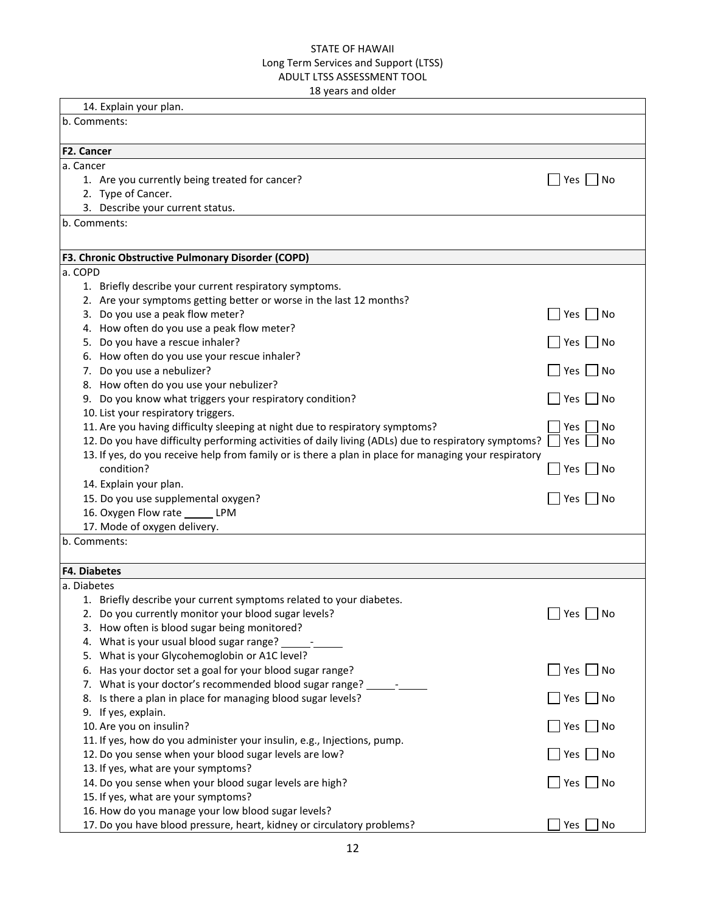14. Explain your plan.

b. Comments:

**F2. Cancer**

a. Cancer

1. Are you currently being treated for cancer? ☐ Yes ☐ No
2. Type of Cancer.
3. Describe your current status.

b. Comments:

**F3. Chronic Obstructive Pulmonary Disorder (COPD)**

a. COPD

1. Briefly describe your current respiratory symptoms.
2. Are your symptoms getting better or worse in the last 12 months?
3. Do you use a peak flow meter? ☐ Yes ☐ No
4. How often do you use a peak flow meter?
5. Do you have a rescue inhaler? ☐ Yes ☐ No
6. How often do you use your rescue inhaler?
7. Do you use a nebulizer? ☐ Yes ☐ No
8. How often do you use your nebulizer?
9. Do you know what triggers your respiratory condition? ☐ Yes ☐ No
10. List your respiratory triggers.
11. Are you having difficulty sleeping at night due to respiratory symptoms? ☐ Yes ☐ No
12. Do you have difficulty performing activities of daily living (ADLs) due to respiratory symptoms? ☐ Yes ☐ No
13. If yes, do you receive help from family or is there a plan in place for managing your respiratory condition? ☐ Yes ☐ No
14. Explain your plan.
15. Do you use supplemental oxygen? ☐ Yes ☐ No
16. Oxygen Flow rate _____ LPM
17. Mode of oxygen delivery.

b. Comments:

**F4. Diabetes**

a. Diabetes

1. Briefly describe your current symptoms related to your diabetes.
2. Do you currently monitor your blood sugar levels? ☐ Yes ☐ No
3. How often is blood sugar being monitored?
4. What is your usual blood sugar range? _____-_____
5. What is your Glycohemoglobin or A1C level?
6. Has your doctor set a goal for your blood sugar range? ☐ Yes ☐ No
7. What is your doctor's recommended blood sugar range? _____-_____
8. Is there a plan in place for managing blood sugar levels? ☐ Yes ☐ No
9. If yes, explain.
10. Are you on insulin? ☐ Yes ☐ No
11. If yes, how do you administer your insulin, e.g., Injections, pump.
12. Do you sense when your blood sugar levels are low? ☐ Yes ☐ No
13. If yes, what are your symptoms?
14. Do you sense when your blood sugar levels are high? ☐ Yes ☐ No
15. If yes, what are your symptoms?
16. How do you manage your low blood sugar levels?
17. Do you have blood pressure, heart, kidney or circulatory problems? ☐ Yes ☐ No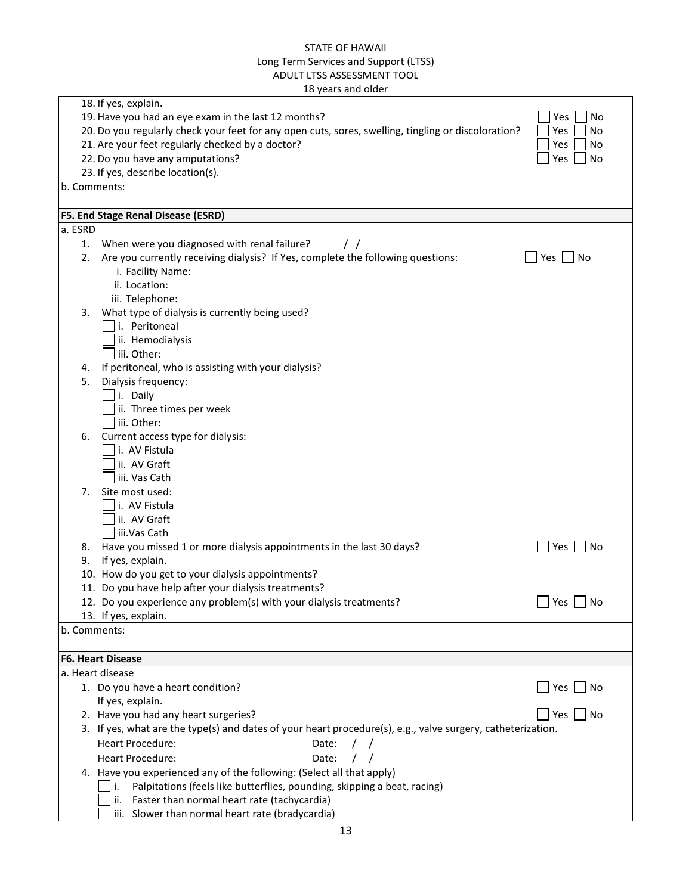18. If yes, explain.
19. Have you had an eye exam in the last 12 months? ☐ Yes ☐ No
20. Do you regularly check your feet for any open cuts, sores, swelling, tingling or discoloration? ☐ Yes ☐ No
21. Are your feet regularly checked by a doctor? ☐ Yes ☐ No
22. Do you have any amputations? ☐ Yes ☐ No
23. If yes, describe location(s).

b. Comments:

### F5. End Stage Renal Disease (ESRD)

a. ESRD

1. When were you diagnosed with renal failure? / /
2. Are you currently receiving dialysis? If Yes, complete the following questions: ☐ Yes ☐ No
   - i. Facility Name:
   - ii. Location:
   - iii. Telephone:
3. What type of dialysis is currently being used?
   - ☐ i. Peritoneal
   - ☐ ii. Hemodialysis
   - ☐ iii. Other:
4. If peritoneal, who is assisting with your dialysis?
5. Dialysis frequency:
   - ☐ i. Daily
   - ☐ ii. Three times per week
   - ☐ iii. Other:
6. Current access type for dialysis:
   - ☐ i. AV Fistula
   - ☐ ii. AV Graft
   - ☐ iii. Vas Cath
7. Site most used:
   - ☐ i. AV Fistula
   - ☐ ii. AV Graft
   - ☐ iii.Vas Cath
8. Have you missed 1 or more dialysis appointments in the last 30 days? ☐ Yes ☐ No
9. If yes, explain.
10. How do you get to your dialysis appointments?
11. Do you have help after your dialysis treatments?
12. Do you experience any problem(s) with your dialysis treatments? ☐ Yes ☐ No
13. If yes, explain.

b. Comments:

### F6. Heart Disease

a. Heart disease

1. Do you have a heart condition? ☐ Yes ☐ No
   If yes, explain.
2. Have you had any heart surgeries? ☐ Yes ☐ No
3. If yes, what are the type(s) and dates of your heart procedure(s), e.g., valve surgery, catheterization.
   Heart Procedure: Date: / /
   Heart Procedure: Date: / /
4. Have you experienced any of the following: (Select all that apply)
   - ☐ i. Palpitations (feels like butterflies, pounding, skipping a beat, racing)
   - ☐ ii. Faster than normal heart rate (tachycardia)
   - ☐ iii. Slower than normal heart rate (bradycardia)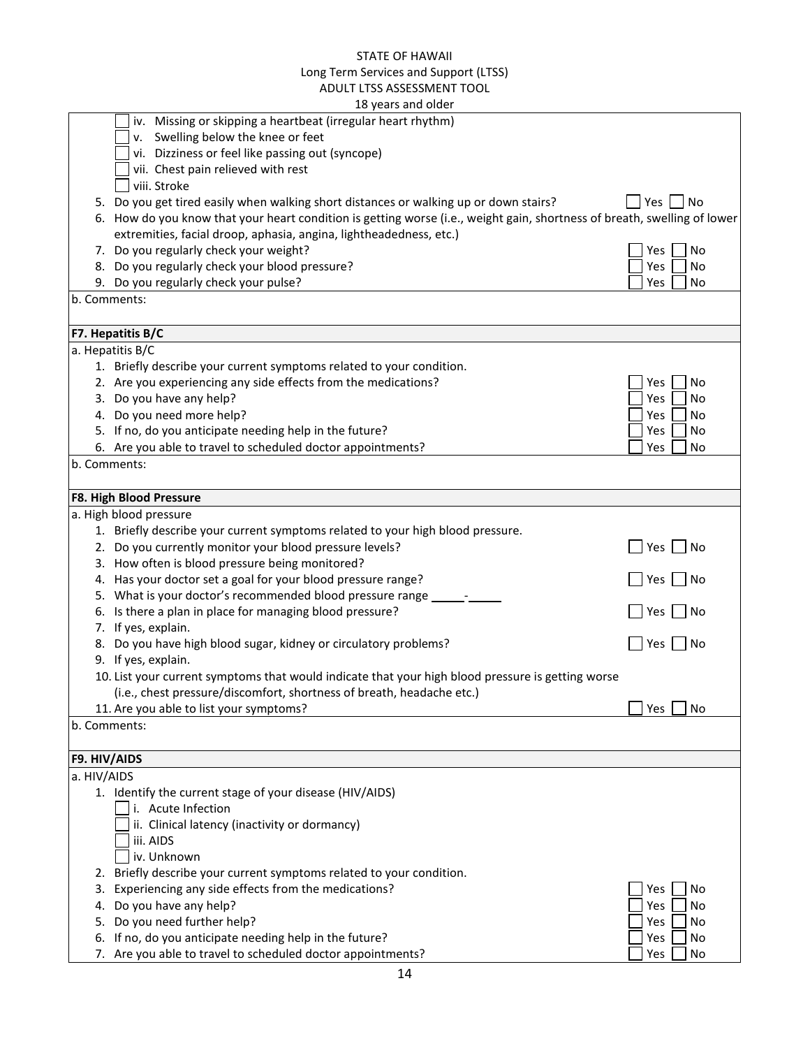- ☐ iv. Missing or skipping a heartbeat (irregular heart rhythm)
- ☐ v. Swelling below the knee or feet
- ☐ vi. Dizziness or feel like passing out (syncope)
- ☐ vii. Chest pain relieved with rest
- ☐ viii. Stroke

5. Do you get tired easily when walking short distances or walking up or down stairs? ☐ Yes ☐ No
6. How do you know that your heart condition is getting worse (i.e., weight gain, shortness of breath, swelling of lower extremities, facial droop, aphasia, angina, lightheadedness, etc.)
7. Do you regularly check your weight? ☐ Yes ☐ No
8. Do you regularly check your blood pressure? ☐ Yes ☐ No
9. Do you regularly check your pulse? ☐ Yes ☐ No

b. Comments:

### F7. Hepatitis B/C

a. Hepatitis B/C

1. Briefly describe your current symptoms related to your condition.
2. Are you experiencing any side effects from the medications? ☐ Yes ☐ No
3. Do you have any help? ☐ Yes ☐ No
4. Do you need more help? ☐ Yes ☐ No
5. If no, do you anticipate needing help in the future? ☐ Yes ☐ No
6. Are you able to travel to scheduled doctor appointments? ☐ Yes ☐ No

b. Comments:

### F8. High Blood Pressure

a. High blood pressure

1. Briefly describe your current symptoms related to your high blood pressure.
2. Do you currently monitor your blood pressure levels? ☐ Yes ☐ No
3. How often is blood pressure being monitored?
4. Has your doctor set a goal for your blood pressure range? ☐ Yes ☐ No
5. What is your doctor's recommended blood pressure range _____-_____
6. Is there a plan in place for managing blood pressure? ☐ Yes ☐ No
7. If yes, explain.
8. Do you have high blood sugar, kidney or circulatory problems? ☐ Yes ☐ No
9. If yes, explain.
10. List your current symptoms that would indicate that your high blood pressure is getting worse (i.e., chest pressure/discomfort, shortness of breath, headache etc.)
11. Are you able to list your symptoms? ☐ Yes ☐ No

b. Comments:

### F9. HIV/AIDS

a. HIV/AIDS

1. Identify the current stage of your disease (HIV/AIDS)
   - ☐ i. Acute Infection
   - ☐ ii. Clinical latency (inactivity or dormancy)
   - ☐ iii. AIDS
   - ☐ iv. Unknown
2. Briefly describe your current symptoms related to your condition.
3. Experiencing any side effects from the medications? ☐ Yes ☐ No
4. Do you have any help? ☐ Yes ☐ No
5. Do you need further help? ☐ Yes ☐ No
6. If no, do you anticipate needing help in the future? ☐ Yes ☐ No
7. Are you able to travel to scheduled doctor appointments? ☐ Yes ☐ No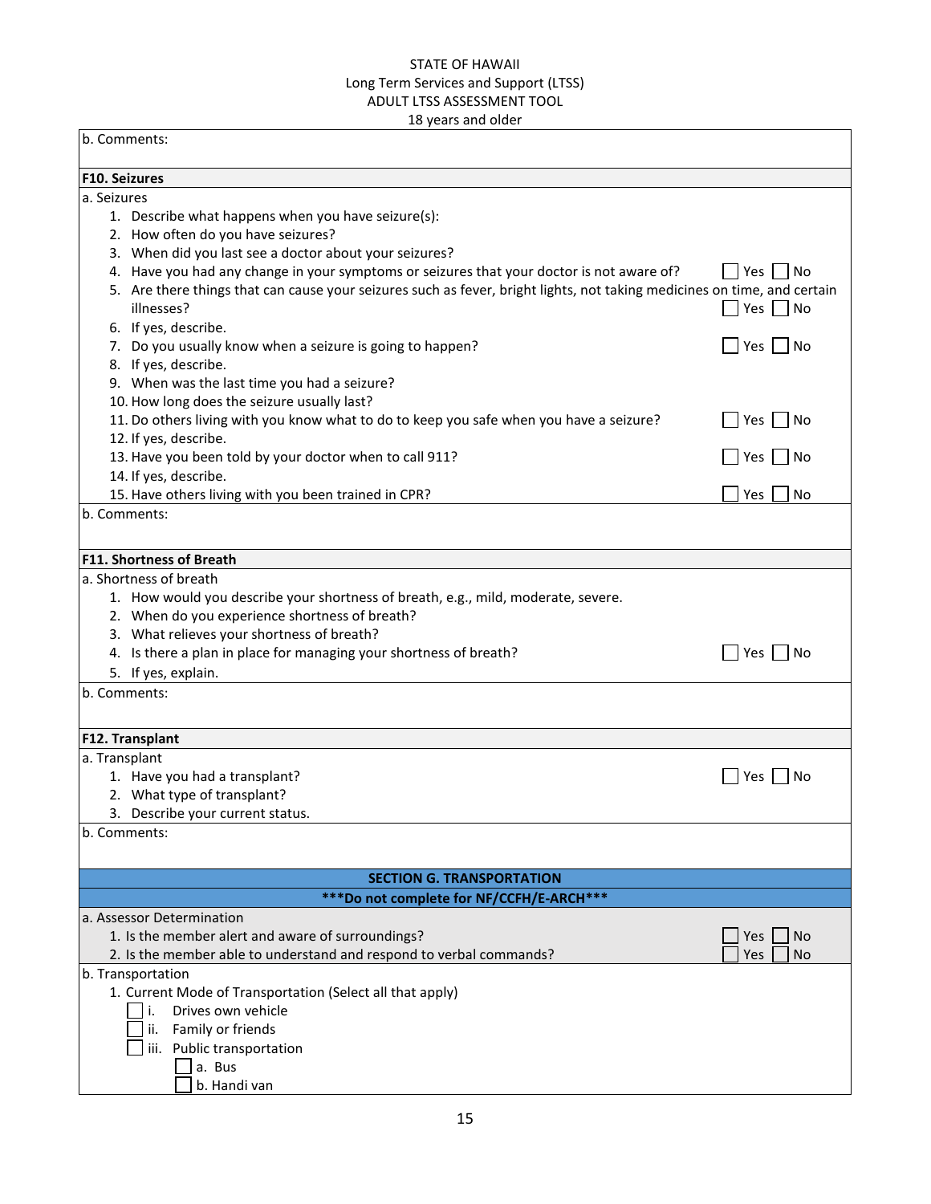b. Comments:

**F10. Seizures**

a. Seizures

1. Describe what happens when you have seizure(s):
2. How often do you have seizures?
3. When did you last see a doctor about your seizures?
4. Have you had any change in your symptoms or seizures that your doctor is not aware of? ☐ Yes ☐ No
5. Are there things that can cause your seizures such as fever, bright lights, not taking medicines on time, and certain illnesses? ☐ Yes ☐ No
6. If yes, describe.
7. Do you usually know when a seizure is going to happen? ☐ Yes ☐ No
8. If yes, describe.
9. When was the last time you had a seizure?
10. How long does the seizure usually last?
11. Do others living with you know what to do to keep you safe when you have a seizure? ☐ Yes ☐ No
12. If yes, describe.
13. Have you been told by your doctor when to call 911? ☐ Yes ☐ No
14. If yes, describe.
15. Have others living with you been trained in CPR? ☐ Yes ☐ No

b. Comments:

**F11. Shortness of Breath**

a. Shortness of breath

1. How would you describe your shortness of breath, e.g., mild, moderate, severe.
2. When do you experience shortness of breath?
3. What relieves your shortness of breath?
4. Is there a plan in place for managing your shortness of breath? ☐ Yes ☐ No
5. If yes, explain.

b. Comments:

**F12. Transplant**

a. Transplant

1. Have you had a transplant? ☐ Yes ☐ No
2. What type of transplant?
3. Describe your current status.

b. Comments:

## SECTION G. TRANSPORTATION

**\*\*\*Do not complete for NF/CCFH/E-ARCH\*\*\***

a. Assessor Determination

1. Is the member alert and aware of surroundings? ☐ Yes ☐ No
2. Is the member able to understand and respond to verbal commands? ☐ Yes ☐ No

b. Transportation

1. Current Mode of Transportation (Select all that apply)
   - ☐ i. Drives own vehicle
   - ☐ ii. Family or friends
   - ☐ iii. Public transportation
     - ☐ a. Bus
     - ☐ b. Handi van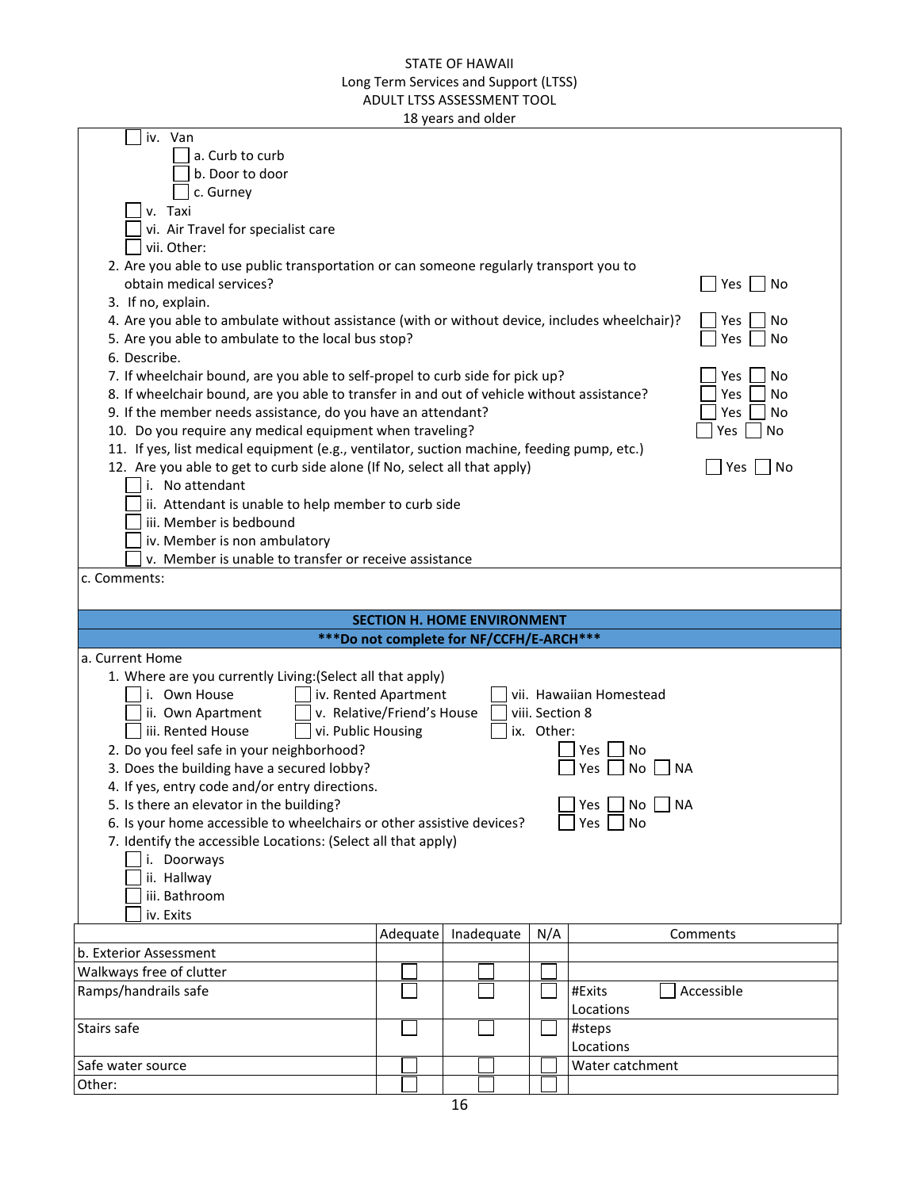- ☐ iv. Van
  - ☐ a. Curb to curb
  - ☐ b. Door to door
  - ☐ c. Gurney
- ☐ v. Taxi
- ☐ vi. Air Travel for specialist care
- ☐ vii. Other:

2. Are you able to use public transportation or can someone regularly transport you to obtain medical services? ☐ Yes ☐ No
3. If no, explain.
4. Are you able to ambulate without assistance (with or without device, includes wheelchair)? ☐ Yes ☐ No
5. Are you able to ambulate to the local bus stop? ☐ Yes ☐ No
6. Describe.
7. If wheelchair bound, are you able to self-propel to curb side for pick up? ☐ Yes ☐ No
8. If wheelchair bound, are you able to transfer in and out of vehicle without assistance? ☐ Yes ☐ No
9. If the member needs assistance, do you have an attendant? ☐ Yes ☐ No
10. Do you require any medical equipment when traveling? ☐ Yes ☐ No
11. If yes, list medical equipment (e.g., ventilator, suction machine, feeding pump, etc.)
12. Are you able to get to curb side alone (If No, select all that apply) ☐ Yes ☐ No
    - ☐ i. No attendant
    - ☐ ii. Attendant is unable to help member to curb side
    - ☐ iii. Member is bedbound
    - ☐ iv. Member is non ambulatory
    - ☐ v. Member is unable to transfer or receive assistance

c. Comments:

## SECTION H. HOME ENVIRONMENT

**\*\*\*Do not complete for NF/CCFH/E-ARCH\*\*\***

a. Current Home

1. Where are you currently Living:(Select all that apply)
   - ☐ i. Own House
   - ☐ ii. Own Apartment
   - ☐ iii. Rented House
   - ☐ iv. Rented Apartment
   - ☐ v. Relative/Friend's House
   - ☐ vi. Public Housing
   - ☐ vii. Hawaiian Homestead
   - ☐ viii. Section 8
   - ☐ ix. Other:
2. Do you feel safe in your neighborhood? ☐ Yes ☐ No
3. Does the building have a secured lobby? ☐ Yes ☐ No ☐ NA
4. If yes, entry code and/or entry directions.
5. Is there an elevator in the building? ☐ Yes ☐ No ☐ NA
6. Is your home accessible to wheelchairs or other assistive devices? ☐ Yes ☐ No
7. Identify the accessible Locations: (Select all that apply)
   - ☐ i. Doorways
   - ☐ ii. Hallway
   - ☐ iii. Bathroom
   - ☐ iv. Exits

| | Adequate | Inadequate | N/A | Comments |
|---|---|---|---|---|
| b. Exterior Assessment | | | | |
| Walkways free of clutter | ☐ | ☐ | ☐ | |
| Ramps/handrails safe | ☐ | ☐ | ☐ | #Exits ☐ Accessible<br>Locations |
| Stairs safe | ☐ | ☐ | ☐ | #steps<br>Locations |
| Safe water source | ☐ | ☐ | ☐ | Water catchment |
| Other: | ☐ | ☐ | ☐ | |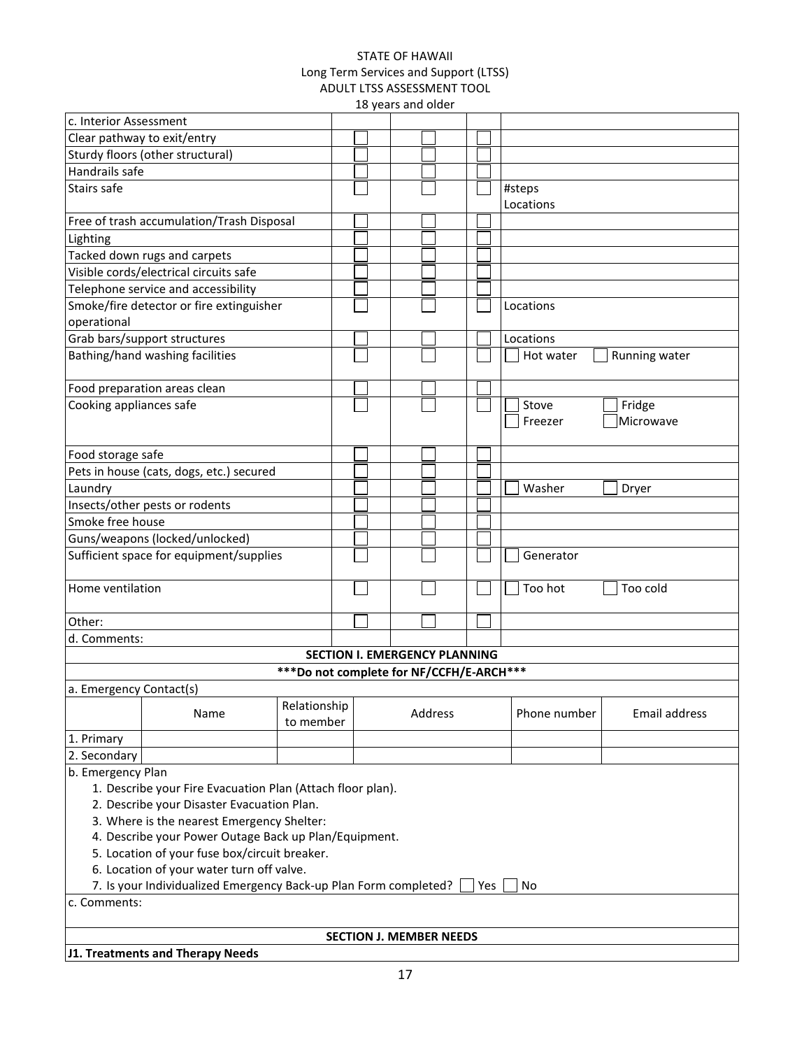STATE OF HAWAII
Long Term Services and Support (LTSS)
ADULT LTSS ASSESSMENT TOOL
18 years and older

| c. Interior Assessment | | | | |
|---|---|---|---|---|
| Clear pathway to exit/entry | ☐ | ☐ | ☐ | |
| Sturdy floors (other structural) | ☐ | ☐ | ☐ | |
| Handrails safe | ☐ | ☐ | ☐ | |
| Stairs safe | ☐ | ☐ | ☐ | #steps<br>Locations |
| Free of trash accumulation/Trash Disposal | ☐ | ☐ | ☐ | |
| Lighting | ☐ | ☐ | ☐ | |
| Tacked down rugs and carpets | ☐ | ☐ | ☐ | |
| Visible cords/electrical circuits safe | ☐ | ☐ | ☐ | |
| Telephone service and accessibility | ☐ | ☐ | ☐ | |
| Smoke/fire detector or fire extinguisher operational | ☐ | ☐ | ☐ | Locations |
| Grab bars/support structures | ☐ | ☐ | ☐ | Locations |
| Bathing/hand washing facilities | ☐ | ☐ | ☐ | ☐ Hot water ☐ Running water |
| Food preparation areas clean | ☐ | ☐ | ☐ | |
| Cooking appliances safe | ☐ | ☐ | ☐ | ☐ Stove ☐ Fridge<br>☐ Freezer ☐ Microwave |
| Food storage safe | ☐ | ☐ | ☐ | |
| Pets in house (cats, dogs, etc.) secured | ☐ | ☐ | ☐ | |
| Laundry | ☐ | ☐ | ☐ | ☐ Washer ☐ Dryer |
| Insects/other pests or rodents | ☐ | ☐ | ☐ | |
| Smoke free house | ☐ | ☐ | ☐ | |
| Guns/weapons (locked/unlocked) | ☐ | ☐ | ☐ | |
| Sufficient space for equipment/supplies | ☐ | ☐ | ☐ | ☐ Generator |
| Home ventilation | ☐ | ☐ | ☐ | ☐ Too hot ☐ Too cold |
| Other: | ☐ | ☐ | ☐ | |
| d. Comments: | | | | |

## SECTION I. EMERGENCY PLANNING

***Do not complete for NF/CCFH/E-ARCH***

a. Emergency Contact(s)

| | Name | Relationship to member | Address | Phone number | Email address |
|---|---|---|---|---|---|
| 1. Primary | | | | | |
| 2. Secondary | | | | | |

b. Emergency Plan

1. Describe your Fire Evacuation Plan (Attach floor plan).
2. Describe your Disaster Evacuation Plan.
3. Where is the nearest Emergency Shelter:
4. Describe your Power Outage Back up Plan/Equipment.
5. Location of your fuse box/circuit breaker.
6. Location of your water turn off valve.
7. Is your Individualized Emergency Back-up Plan Form completed? ☐ Yes ☐ No

c. Comments:

## SECTION J. MEMBER NEEDS

**J1. Treatments and Therapy Needs**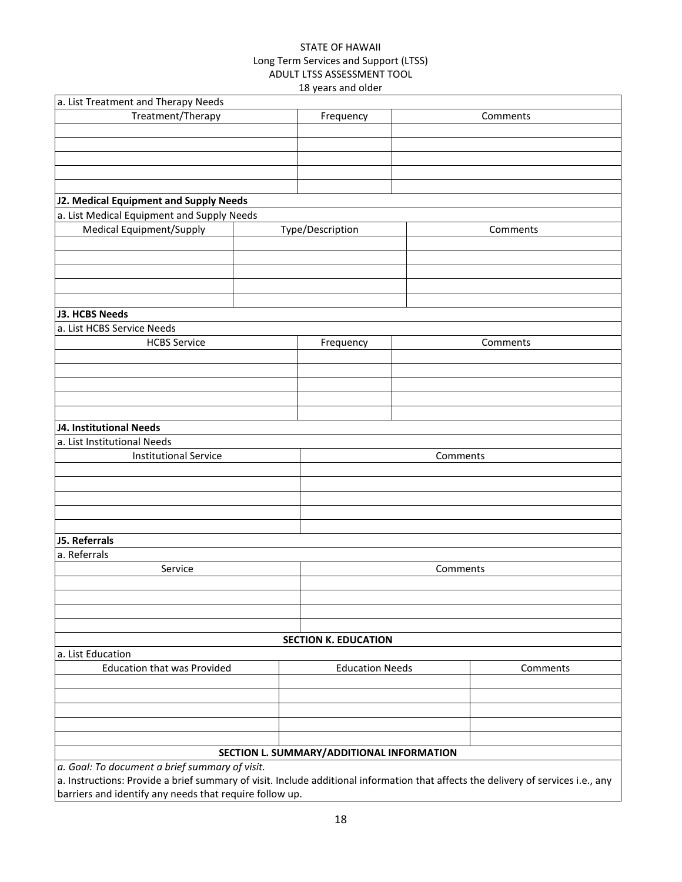STATE OF HAWAII
Long Term Services and Support (LTSS)
ADULT LTSS ASSESSMENT TOOL
18 years and older

a. List Treatment and Therapy Needs

| Treatment/Therapy | Frequency | Comments |
|---|---|---|
| | | |
| | | |
| | | |
| | | |
| | | |

**J2. Medical Equipment and Supply Needs**

a. List Medical Equipment and Supply Needs

| Medical Equipment/Supply | Type/Description | Comments |
|---|---|---|
| | | |
| | | |
| | | |
| | | |
| | | |

**J3. HCBS Needs**

a. List HCBS Service Needs

| HCBS Service | Frequency | Comments |
|---|---|---|
| | | |
| | | |
| | | |
| | | |
| | | |

**J4. Institutional Needs**

a. List Institutional Needs

| Institutional Service | Comments |
|---|---|
| | |
| | |
| | |
| | |
| | |

**J5. Referrals**

a. Referrals

| Service | Comments |
|---|---|
| | |
| | |
| | |
| | |

**SECTION K. EDUCATION**

a. List Education

| Education that was Provided | Education Needs | Comments |
|---|---|---|
| | | |
| | | |
| | | |
| | | |
| | | |

**SECTION L. SUMMARY/ADDITIONAL INFORMATION**

*a. Goal: To document a brief summary of visit.*

a. Instructions: Provide a brief summary of visit. Include additional information that affects the delivery of services i.e., any barriers and identify any needs that require follow up.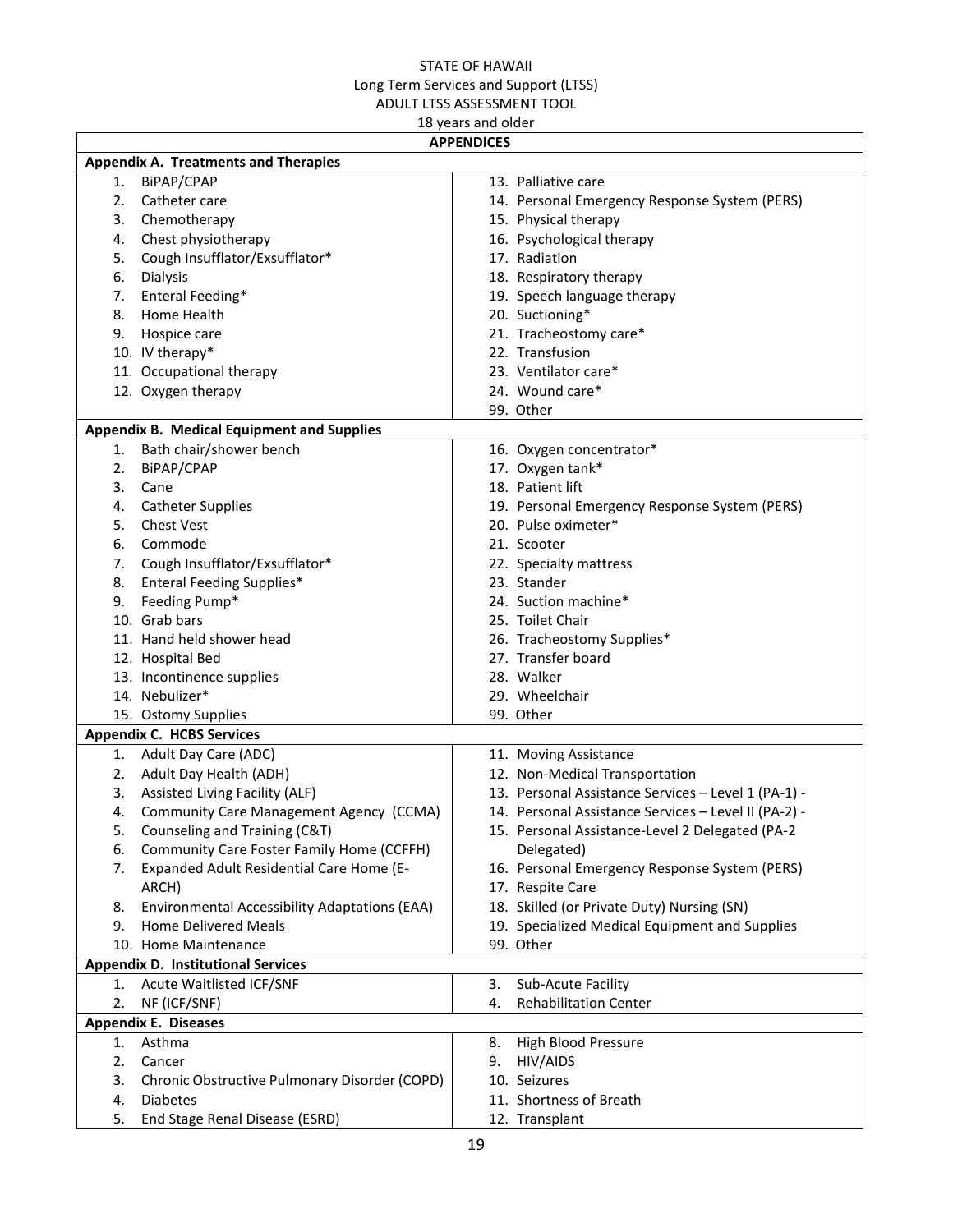STATE OF HAWAII
Long Term Services and Support (LTSS)
ADULT LTSS ASSESSMENT TOOL
18 years and older

## APPENDICES

### Appendix A. Treatments and Therapies

| | |
|---|---|
| 1. BiPAP/CPAP | 13. Palliative care |
| 2. Catheter care | 14. Personal Emergency Response System (PERS) |
| 3. Chemotherapy | 15. Physical therapy |
| 4. Chest physiotherapy | 16. Psychological therapy |
| 5. Cough Insufflator/Exsufflator* | 17. Radiation |
| 6. Dialysis | 18. Respiratory therapy |
| 7. Enteral Feeding* | 19. Speech language therapy |
| 8. Home Health | 20. Suctioning* |
| 9. Hospice care | 21. Tracheostomy care* |
| 10. IV therapy* | 22. Transfusion |
| 11. Occupational therapy | 23. Ventilator care* |
| 12. Oxygen therapy | 24. Wound care* |
| | 99. Other |

### Appendix B. Medical Equipment and Supplies

| | |
|---|---|
| 1. Bath chair/shower bench | 16. Oxygen concentrator* |
| 2. BiPAP/CPAP | 17. Oxygen tank* |
| 3. Cane | 18. Patient lift |
| 4. Catheter Supplies | 19. Personal Emergency Response System (PERS) |
| 5. Chest Vest | 20. Pulse oximeter* |
| 6. Commode | 21. Scooter |
| 7. Cough Insufflator/Exsufflator* | 22. Specialty mattress |
| 8. Enteral Feeding Supplies* | 23. Stander |
| 9. Feeding Pump* | 24. Suction machine* |
| 10. Grab bars | 25. Toilet Chair |
| 11. Hand held shower head | 26. Tracheostomy Supplies* |
| 12. Hospital Bed | 27. Transfer board |
| 13. Incontinence supplies | 28. Walker |
| 14. Nebulizer* | 29. Wheelchair |
| 15. Ostomy Supplies | 99. Other |

### Appendix C. HCBS Services

| | |
|---|---|
| 1. Adult Day Care (ADC) | 11. Moving Assistance |
| 2. Adult Day Health (ADH) | 12. Non-Medical Transportation |
| 3. Assisted Living Facility (ALF) | 13. Personal Assistance Services – Level 1 (PA-1) - |
| 4. Community Care Management Agency (CCMA) | 14. Personal Assistance Services – Level II (PA-2) - |
| 5. Counseling and Training (C&T) | 15. Personal Assistance-Level 2 Delegated (PA-2 Delegated) |
| 6. Community Care Foster Family Home (CCFFH) | 16. Personal Emergency Response System (PERS) |
| 7. Expanded Adult Residential Care Home (E-ARCH) | 17. Respite Care |
| 8. Environmental Accessibility Adaptations (EAA) | 18. Skilled (or Private Duty) Nursing (SN) |
| 9. Home Delivered Meals | 19. Specialized Medical Equipment and Supplies |
| 10. Home Maintenance | 99. Other |

### Appendix D. Institutional Services

| | |
|---|---|
| 1. Acute Waitlisted ICF/SNF | 3. Sub-Acute Facility |
| 2. NF (ICF/SNF) | 4. Rehabilitation Center |

### Appendix E. Diseases

| | |
|---|---|
| 1. Asthma | 8. High Blood Pressure |
| 2. Cancer | 9. HIV/AIDS |
| 3. Chronic Obstructive Pulmonary Disorder (COPD) | 10. Seizures |
| 4. Diabetes | 11. Shortness of Breath |
| 5. End Stage Renal Disease (ESRD) | 12. Transplant |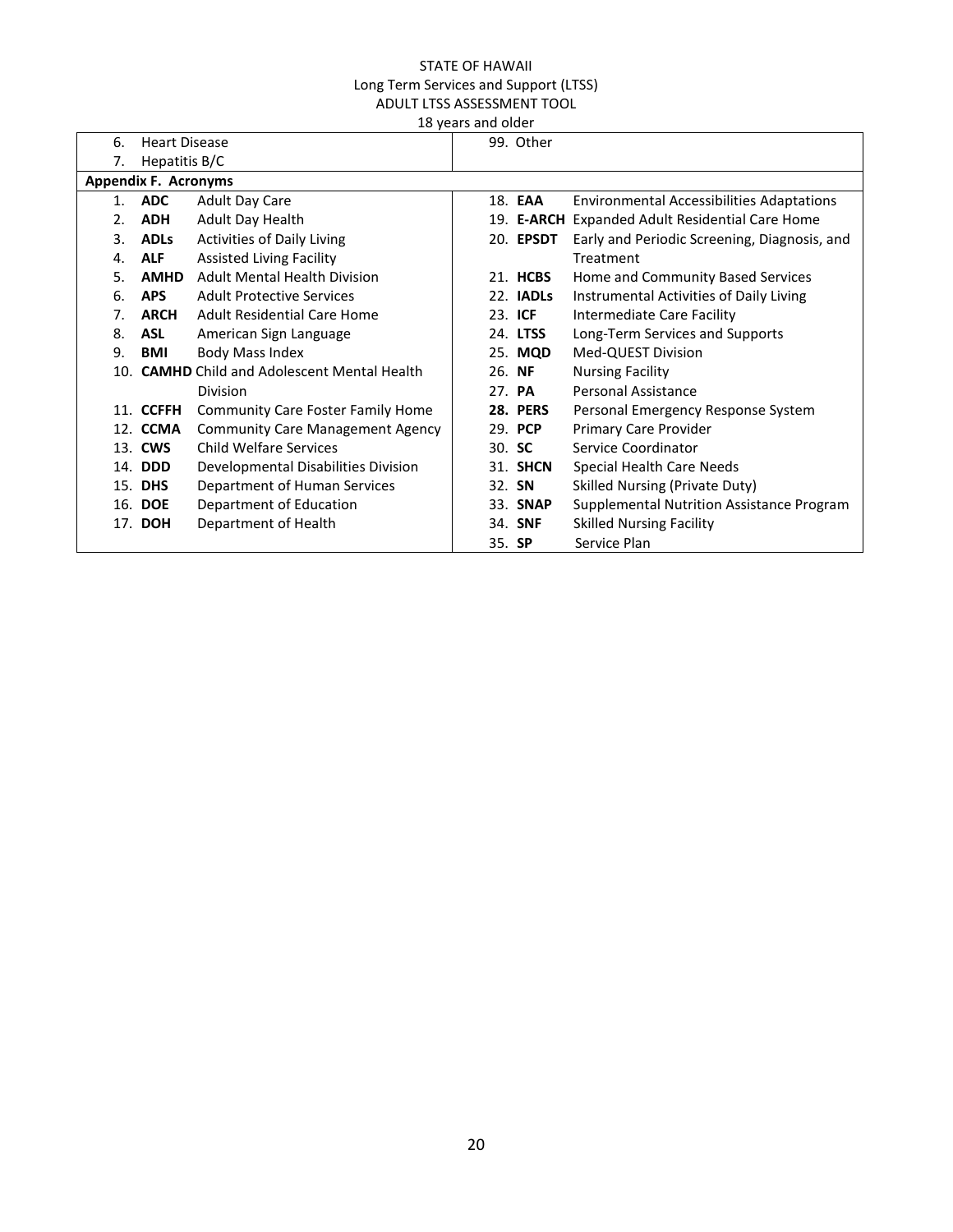| | |
|---|---|
| 6. Heart Disease | 99. Other |
| 7. Hepatitis B/C | |

**Appendix F. Acronyms**

| | | | | | |
|---|---|---|---|---|---|
| 1. | **ADC** | Adult Day Care | 18. | **EAA** | Environmental Accessibilities Adaptations |
| 2. | **ADH** | Adult Day Health | 19. | **E-ARCH** | Expanded Adult Residential Care Home |
| 3. | **ADLs** | Activities of Daily Living | 20. | **EPSDT** | Early and Periodic Screening, Diagnosis, and Treatment |
| 4. | **ALF** | Assisted Living Facility | 21. | **HCBS** | Home and Community Based Services |
| 5. | **AMHD** | Adult Mental Health Division | 22. | **IADLs** | Instrumental Activities of Daily Living |
| 6. | **APS** | Adult Protective Services | 23. | **ICF** | Intermediate Care Facility |
| 7. | **ARCH** | Adult Residential Care Home | 24. | **LTSS** | Long-Term Services and Supports |
| 8. | **ASL** | American Sign Language | 25. | **MQD** | Med-QUEST Division |
| 9. | **BMI** | Body Mass Index | 26. | **NF** | Nursing Facility |
| 10. | **CAMHD** | Child and Adolescent Mental Health Division | 27. | **PA** | Personal Assistance |
| 11. | **CCFFH** | Community Care Foster Family Home | **28.** | **PERS** | Personal Emergency Response System |
| 12. | **CCMA** | Community Care Management Agency | 29. | **PCP** | Primary Care Provider |
| 13. | **CWS** | Child Welfare Services | 30. | **SC** | Service Coordinator |
| 14. | **DDD** | Developmental Disabilities Division | 31. | **SHCN** | Special Health Care Needs |
| 15. | **DHS** | Department of Human Services | 32. | **SN** | Skilled Nursing (Private Duty) |
| 16. | **DOE** | Department of Education | 33. | **SNAP** | Supplemental Nutrition Assistance Program |
| 17. | **DOH** | Department of Health | 34. | **SNF** | Skilled Nursing Facility |
| | | | 35. | **SP** | Service Plan |